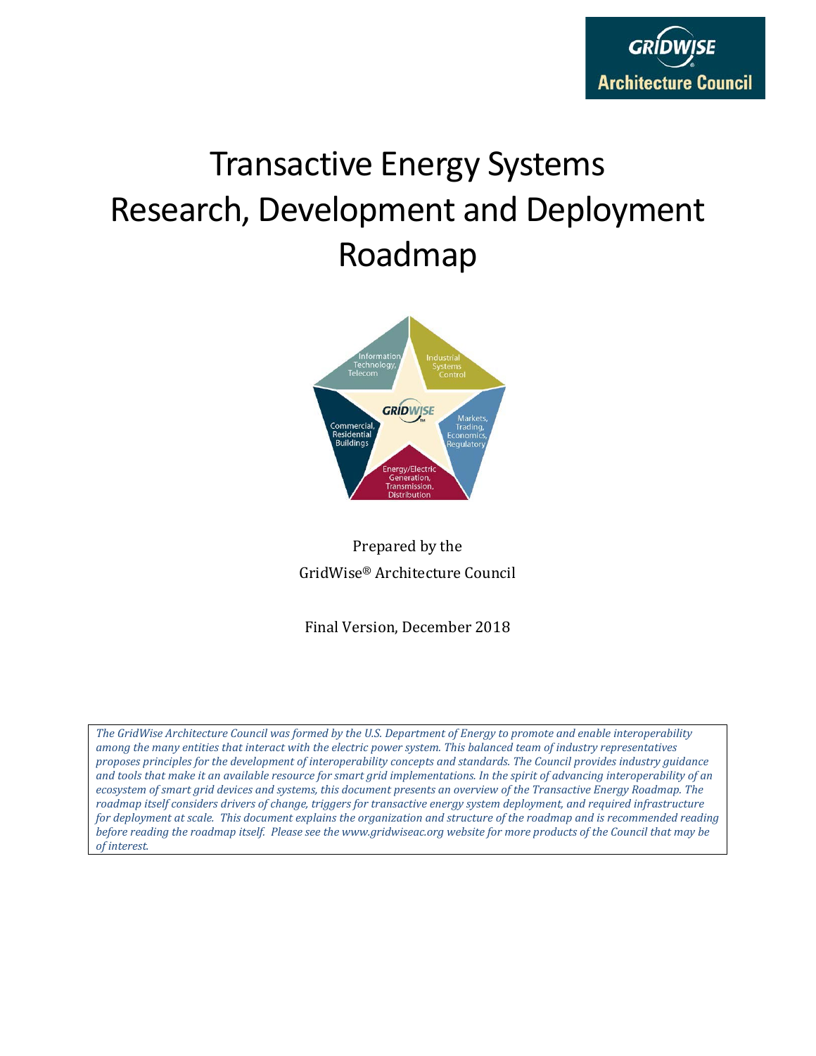GRIDWISE Architecture Council

# Transactive Energy Systems Research, Development and Deployment Roadmap

Prepared by the

GridWise® Architecture Council

Final Version, December 2018

*The GridWise Architecture Council was formed by the U.S. Department of Energy to promote and enable interoperability among the many entities that interact with the electric power system. This balanced team of industry representatives proposes principles for the development of interoperability concepts and standards. The Council provides industry guidance and tools that make it an available resource for smart grid implementations. In the spirit of advancing interoperability of an ecosystem of smart grid devices and systems, this document presents an overview of the Transactive Energy Roadmap. The roadmap itself considers drivers of change, triggers for transactive energy system deployment, and required infrastructure for deployment at scale. This document explains the organization and structure of the roadmap and is recommended reading before reading the roadmap itself. Please see the www.gridwiseac.org website for more products of the Council that may be of interest.*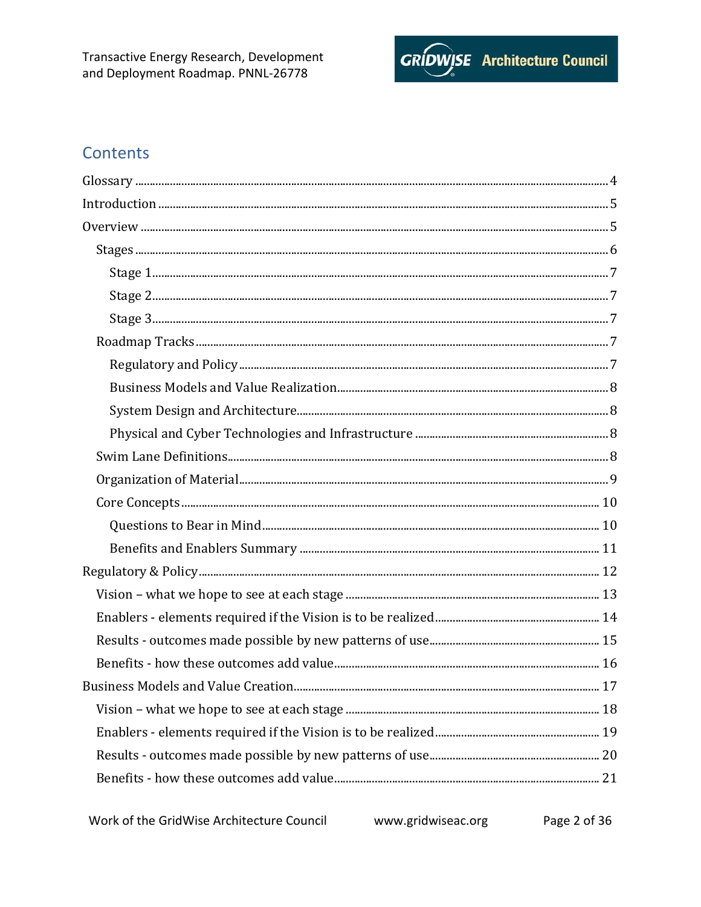## Contents

- Glossary ........ 4
- Introduction ........ 5
- Overview ........ 5
  - Stages ........ 6
    - Stage 1 ........ 7
    - Stage 2 ........ 7
    - Stage 3 ........ 7
  - Roadmap Tracks ........ 7
    - Regulatory and Policy ........ 7
    - Business Models and Value Realization ........ 8
    - System Design and Architecture ........ 8
    - Physical and Cyber Technologies and Infrastructure ........ 8
  - Swim Lane Definitions ........ 8
  - Organization of Material ........ 9
  - Core Concepts ........ 10
    - Questions to Bear in Mind ........ 10
    - Benefits and Enablers Summary ........ 11
- Regulatory & Policy ........ 12
  - Vision – what we hope to see at each stage ........ 13
  - Enablers - elements required if the Vision is to be realized ........ 14
  - Results - outcomes made possible by new patterns of use ........ 15
  - Benefits - how these outcomes add value ........ 16
- Business Models and Value Creation ........ 17
  - Vision – what we hope to see at each stage ........ 18
  - Enablers - elements required if the Vision is to be realized ........ 19
  - Results - outcomes made possible by new patterns of use ........ 20
  - Benefits - how these outcomes add value ........ 21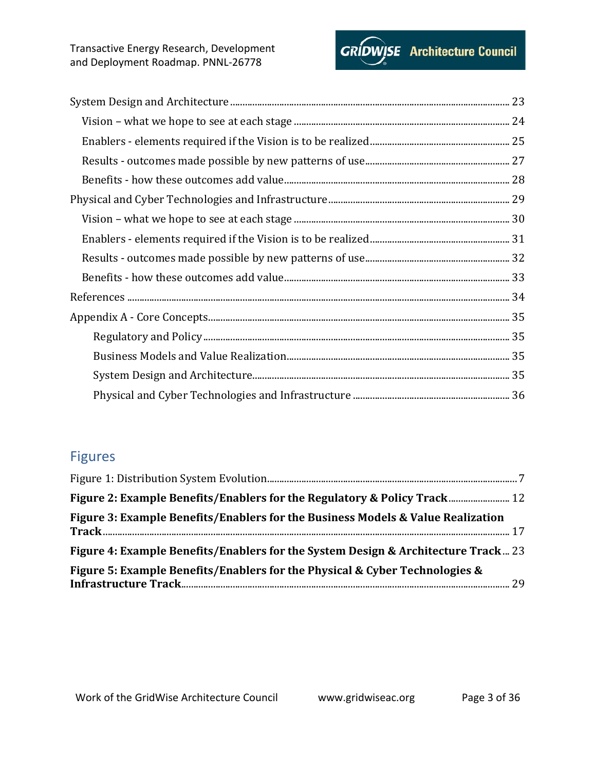System Design and Architecture ........ 23

- Vision – what we hope to see at each stage ........ 24
- Enablers - elements required if the Vision is to be realized ........ 25
- Results - outcomes made possible by new patterns of use ........ 27
- Benefits - how these outcomes add value ........ 28

Physical and Cyber Technologies and Infrastructure ........ 29

- Vision – what we hope to see at each stage ........ 30
- Enablers - elements required if the Vision is to be realized ........ 31
- Results - outcomes made possible by new patterns of use ........ 32
- Benefits - how these outcomes add value ........ 33

References ........ 34

Appendix A - Core Concepts ........ 35

- Regulatory and Policy ........ 35
- Business Models and Value Realization ........ 35
- System Design and Architecture ........ 35
- Physical and Cyber Technologies and Infrastructure ........ 36

## Figures

Figure 1: Distribution System Evolution ........ 7

**Figure 2: Example Benefits/Enablers for the Regulatory & Policy Track** ........ 12

**Figure 3: Example Benefits/Enablers for the Business Models & Value Realization Track** ........ 17

**Figure 4: Example Benefits/Enablers for the System Design & Architecture Track** ... 23

**Figure 5: Example Benefits/Enablers for the Physical & Cyber Technologies & Infrastructure Track** ........ 29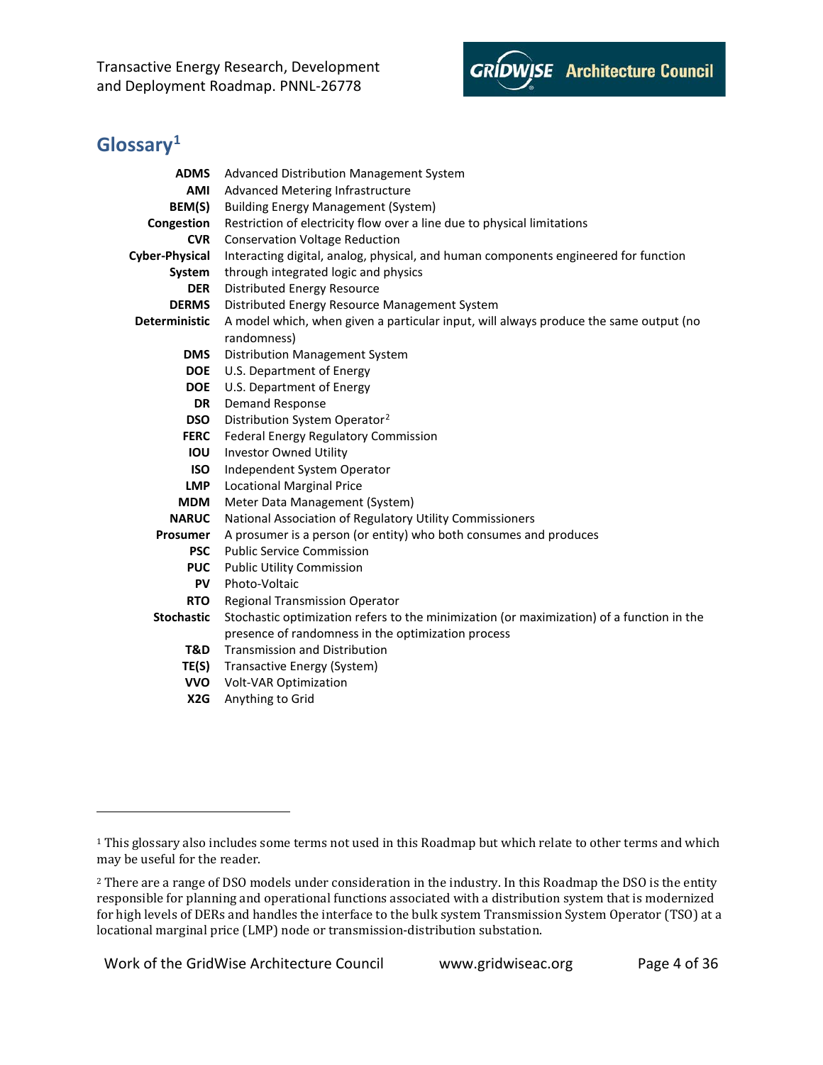## Glossary[1]

| Term | Definition |
|---|---|
| **ADMS** | Advanced Distribution Management System |
| **AMI** | Advanced Metering Infrastructure |
| **BEM(S)** | Building Energy Management (System) |
| **Congestion** | Restriction of electricity flow over a line due to physical limitations |
| **CVR** | Conservation Voltage Reduction |
| **Cyber-Physical System** | Interacting digital, analog, physical, and human components engineered for function through integrated logic and physics |
| **DER** | Distributed Energy Resource |
| **DERMS** | Distributed Energy Resource Management System |
| **Deterministic** | A model which, when given a particular input, will always produce the same output (no randomness) |
| **DMS** | Distribution Management System |
| **DOE** | U.S. Department of Energy |
| **DOE** | U.S. Department of Energy |
| **DR** | Demand Response |
| **DSO** | Distribution System Operator[2] |
| **FERC** | Federal Energy Regulatory Commission |
| **IOU** | Investor Owned Utility |
| **ISO** | Independent System Operator |
| **LMP** | Locational Marginal Price |
| **MDM** | Meter Data Management (System) |
| **NARUC** | National Association of Regulatory Utility Commissioners |
| **Prosumer** | A prosumer is a person (or entity) who both consumes and produces |
| **PSC** | Public Service Commission |
| **PUC** | Public Utility Commission |
| **PV** | Photo-Voltaic |
| **RTO** | Regional Transmission Operator |
| **Stochastic** | Stochastic optimization refers to the minimization (or maximization) of a function in the presence of randomness in the optimization process |
| **T&D** | Transmission and Distribution |
| **TE(S)** | Transactive Energy (System) |
| **VVO** | Volt-VAR Optimization |
| **X2G** | Anything to Grid |

---

[1] This glossary also includes some terms not used in this Roadmap but which relate to other terms and which may be useful for the reader.

[2] There are a range of DSO models under consideration in the industry. In this Roadmap the DSO is the entity responsible for planning and operational functions associated with a distribution system that is modernized for high levels of DERs and handles the interface to the bulk system Transmission System Operator (TSO) at a locational marginal price (LMP) node or transmission-distribution substation.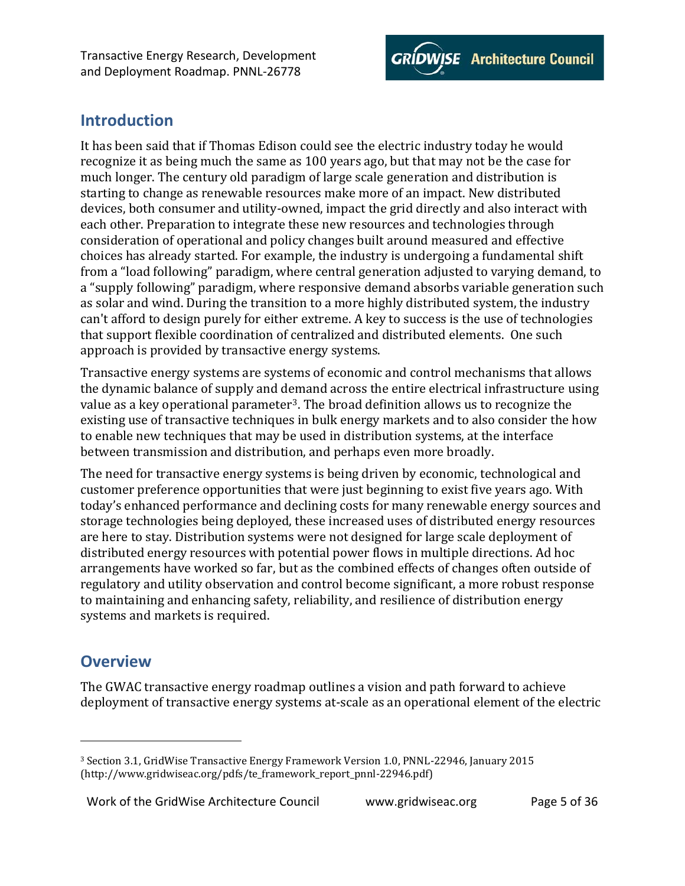## Introduction

It has been said that if Thomas Edison could see the electric industry today he would recognize it as being much the same as 100 years ago, but that may not be the case for much longer. The century old paradigm of large scale generation and distribution is starting to change as renewable resources make more of an impact. New distributed devices, both consumer and utility-owned, impact the grid directly and also interact with each other. Preparation to integrate these new resources and technologies through consideration of operational and policy changes built around measured and effective choices has already started. For example, the industry is undergoing a fundamental shift from a "load following" paradigm, where central generation adjusted to varying demand, to a "supply following" paradigm, where responsive demand absorbs variable generation such as solar and wind. During the transition to a more highly distributed system, the industry can't afford to design purely for either extreme. A key to success is the use of technologies that support flexible coordination of centralized and distributed elements. One such approach is provided by transactive energy systems.

Transactive energy systems are systems of economic and control mechanisms that allows the dynamic balance of supply and demand across the entire electrical infrastructure using value as a key operational parameter[3]. The broad definition allows us to recognize the existing use of transactive techniques in bulk energy markets and to also consider the how to enable new techniques that may be used in distribution systems, at the interface between transmission and distribution, and perhaps even more broadly.

The need for transactive energy systems is being driven by economic, technological and customer preference opportunities that were just beginning to exist five years ago. With today's enhanced performance and declining costs for many renewable energy sources and storage technologies being deployed, these increased uses of distributed energy resources are here to stay. Distribution systems were not designed for large scale deployment of distributed energy resources with potential power flows in multiple directions. Ad hoc arrangements have worked so far, but as the combined effects of changes often outside of regulatory and utility observation and control become significant, a more robust response to maintaining and enhancing safety, reliability, and resilience of distribution energy systems and markets is required.

## Overview

The GWAC transactive energy roadmap outlines a vision and path forward to achieve deployment of transactive energy systems at-scale as an operational element of the electric

---

[3] Section 3.1, GridWise Transactive Energy Framework Version 1.0, PNNL-22946, January 2015 (http://www.gridwiseac.org/pdfs/te_framework_report_pnnl-22946.pdf)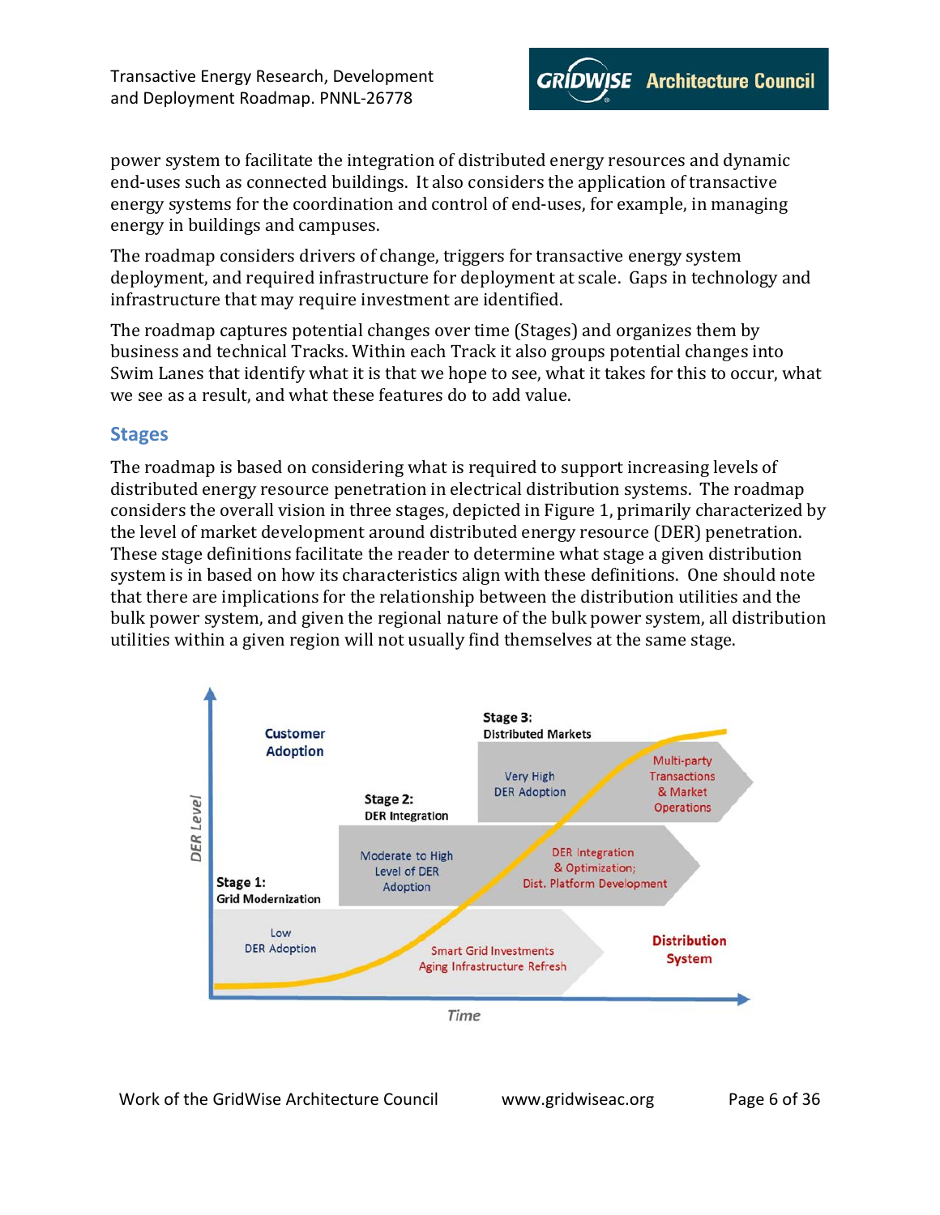power system to facilitate the integration of distributed energy resources and dynamic end-uses such as connected buildings. It also considers the application of transactive energy systems for the coordination and control of end-uses, for example, in managing energy in buildings and campuses.

The roadmap considers drivers of change, triggers for transactive energy system deployment, and required infrastructure for deployment at scale. Gaps in technology and infrastructure that may require investment are identified.

The roadmap captures potential changes over time (Stages) and organizes them by business and technical Tracks. Within each Track it also groups potential changes into Swim Lanes that identify what it is that we hope to see, what it takes for this to occur, what we see as a result, and what these features do to add value.

## Stages

The roadmap is based on considering what is required to support increasing levels of distributed energy resource penetration in electrical distribution systems. The roadmap considers the overall vision in three stages, depicted in Figure 1, primarily characterized by the level of market development around distributed energy resource (DER) penetration. These stage definitions facilitate the reader to determine what stage a given distribution system is in based on how its characteristics align with these definitions. One should note that there are implications for the relationship between the distribution utilities and the bulk power system, and given the regional nature of the bulk power system, all distribution utilities within a given region will not usually find themselves at the same stage.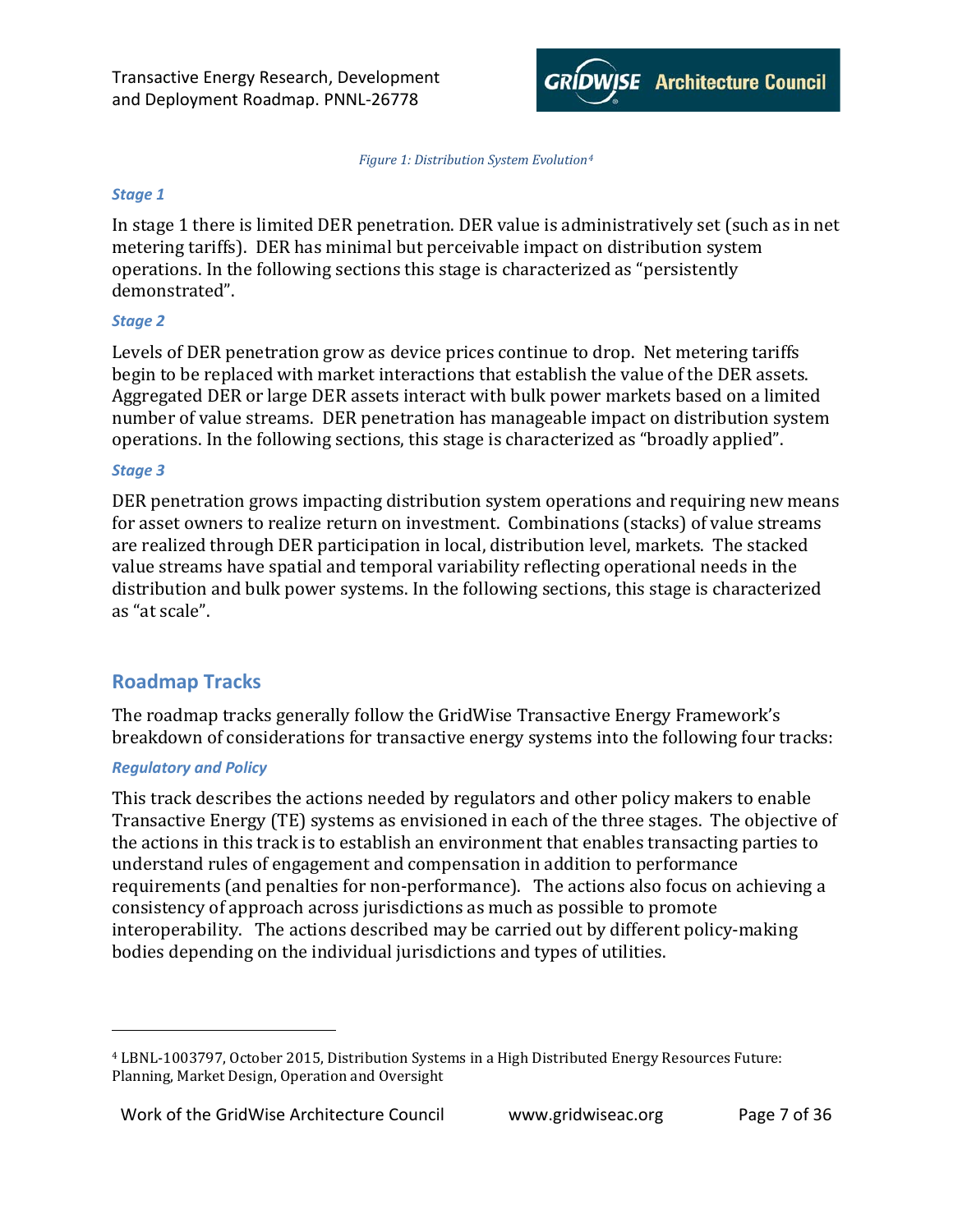*Figure 1: Distribution System Evolution[4]*

### *Stage 1*

In stage 1 there is limited DER penetration. DER value is administratively set (such as in net metering tariffs). DER has minimal but perceivable impact on distribution system operations. In the following sections this stage is characterized as "persistently demonstrated".

### *Stage 2*

Levels of DER penetration grow as device prices continue to drop. Net metering tariffs begin to be replaced with market interactions that establish the value of the DER assets. Aggregated DER or large DER assets interact with bulk power markets based on a limited number of value streams. DER penetration has manageable impact on distribution system operations. In the following sections, this stage is characterized as "broadly applied".

### *Stage 3*

DER penetration grows impacting distribution system operations and requiring new means for asset owners to realize return on investment. Combinations (stacks) of value streams are realized through DER participation in local, distribution level, markets. The stacked value streams have spatial and temporal variability reflecting operational needs in the distribution and bulk power systems. In the following sections, this stage is characterized as "at scale".

## Roadmap Tracks

The roadmap tracks generally follow the GridWise Transactive Energy Framework's breakdown of considerations for transactive energy systems into the following four tracks:

### *Regulatory and Policy*

This track describes the actions needed by regulators and other policy makers to enable Transactive Energy (TE) systems as envisioned in each of the three stages. The objective of the actions in this track is to establish an environment that enables transacting parties to understand rules of engagement and compensation in addition to performance requirements (and penalties for non-performance). The actions also focus on achieving a consistency of approach across jurisdictions as much as possible to promote interoperability. The actions described may be carried out by different policy-making bodies depending on the individual jurisdictions and types of utilities.

---

[4] LBNL-1003797, October 2015, Distribution Systems in a High Distributed Energy Resources Future: Planning, Market Design, Operation and Oversight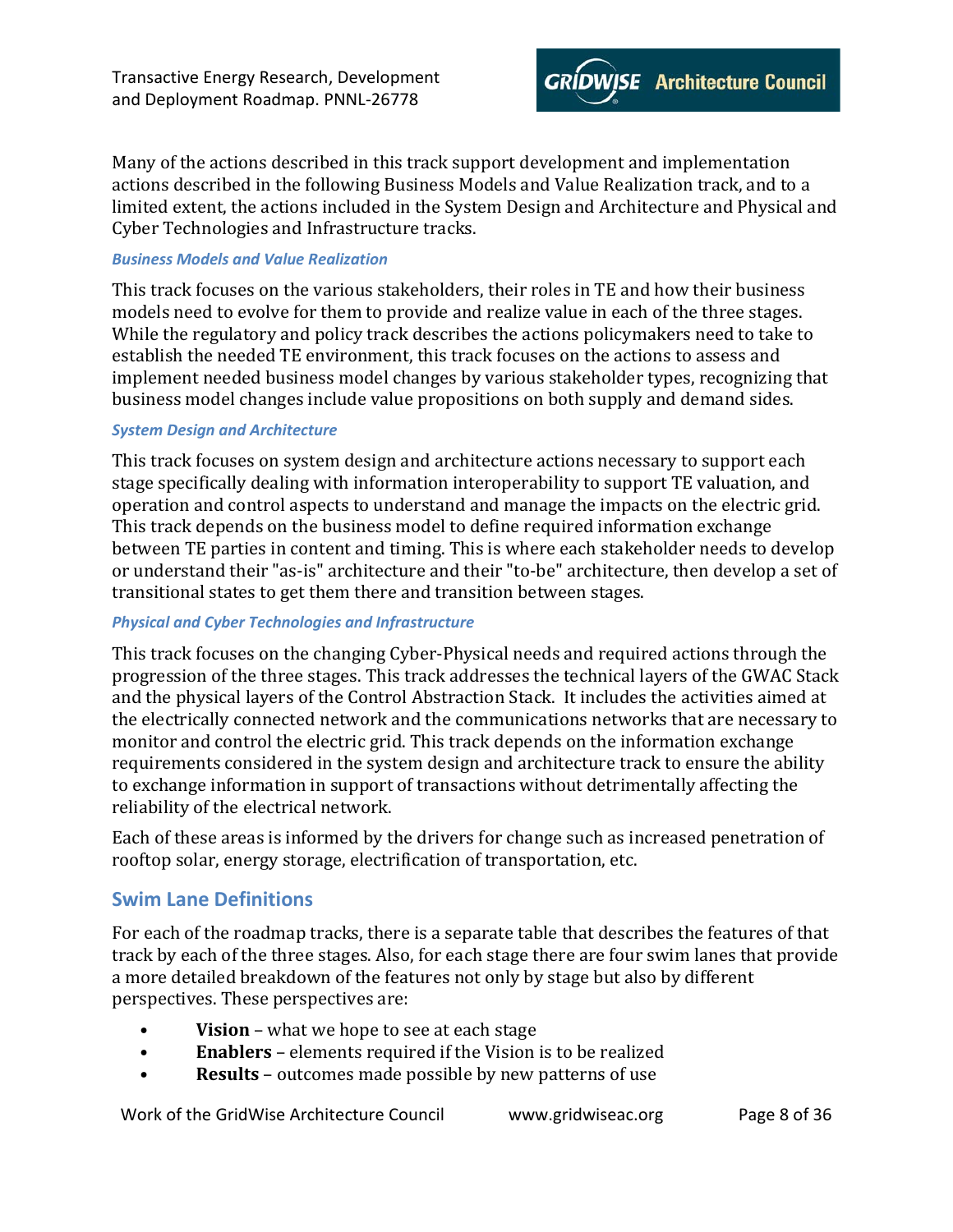Many of the actions described in this track support development and implementation actions described in the following Business Models and Value Realization track, and to a limited extent, the actions included in the System Design and Architecture and Physical and Cyber Technologies and Infrastructure tracks.

#### *Business Models and Value Realization*

This track focuses on the various stakeholders, their roles in TE and how their business models need to evolve for them to provide and realize value in each of the three stages. While the regulatory and policy track describes the actions policymakers need to take to establish the needed TE environment, this track focuses on the actions to assess and implement needed business model changes by various stakeholder types, recognizing that business model changes include value propositions on both supply and demand sides.

#### *System Design and Architecture*

This track focuses on system design and architecture actions necessary to support each stage specifically dealing with information interoperability to support TE valuation, and operation and control aspects to understand and manage the impacts on the electric grid. This track depends on the business model to define required information exchange between TE parties in content and timing. This is where each stakeholder needs to develop or understand their "as-is" architecture and their "to-be" architecture, then develop a set of transitional states to get them there and transition between stages.

#### *Physical and Cyber Technologies and Infrastructure*

This track focuses on the changing Cyber-Physical needs and required actions through the progression of the three stages. This track addresses the technical layers of the GWAC Stack and the physical layers of the Control Abstraction Stack. It includes the activities aimed at the electrically connected network and the communications networks that are necessary to monitor and control the electric grid. This track depends on the information exchange requirements considered in the system design and architecture track to ensure the ability to exchange information in support of transactions without detrimentally affecting the reliability of the electrical network.

Each of these areas is informed by the drivers for change such as increased penetration of rooftop solar, energy storage, electrification of transportation, etc.

## Swim Lane Definitions

For each of the roadmap tracks, there is a separate table that describes the features of that track by each of the three stages. Also, for each stage there are four swim lanes that provide a more detailed breakdown of the features not only by stage but also by different perspectives. These perspectives are:

- **Vision** – what we hope to see at each stage
- **Enablers** – elements required if the Vision is to be realized
- **Results** – outcomes made possible by new patterns of use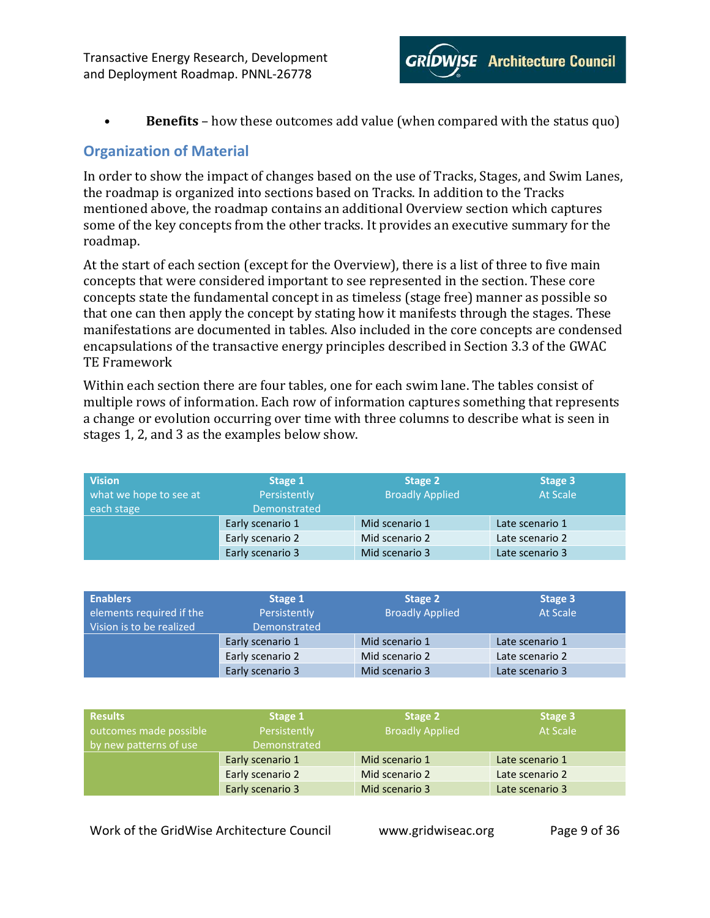- **Benefits** – how these outcomes add value (when compared with the status quo)

## Organization of Material

In order to show the impact of changes based on the use of Tracks, Stages, and Swim Lanes, the roadmap is organized into sections based on Tracks. In addition to the Tracks mentioned above, the roadmap contains an additional Overview section which captures some of the key concepts from the other tracks. It provides an executive summary for the roadmap.

At the start of each section (except for the Overview), there is a list of three to five main concepts that were considered important to see represented in the section. These core concepts state the fundamental concept in as timeless (stage free) manner as possible so that one can then apply the concept by stating how it manifests through the stages. These manifestations are documented in tables. Also included in the core concepts are condensed encapsulations of the transactive energy principles described in Section 3.3 of the GWAC TE Framework

Within each section there are four tables, one for each swim lane. The tables consist of multiple rows of information. Each row of information captures something that represents a change or evolution occurring over time with three columns to describe what is seen in stages 1, 2, and 3 as the examples below show.

| **Vision** what we hope to see at each stage | **Stage 1** Persistently Demonstrated | **Stage 2** Broadly Applied | **Stage 3** At Scale |
|---|---|---|---|
| | Early scenario 1 | Mid scenario 1 | Late scenario 1 |
| | Early scenario 2 | Mid scenario 2 | Late scenario 2 |
| | Early scenario 3 | Mid scenario 3 | Late scenario 3 |

| **Enablers** elements required if the Vision is to be realized | **Stage 1** Persistently Demonstrated | **Stage 2** Broadly Applied | **Stage 3** At Scale |
|---|---|---|---|
| | Early scenario 1 | Mid scenario 1 | Late scenario 1 |
| | Early scenario 2 | Mid scenario 2 | Late scenario 2 |
| | Early scenario 3 | Mid scenario 3 | Late scenario 3 |

| **Results** outcomes made possible by new patterns of use | **Stage 1** Persistently Demonstrated | **Stage 2** Broadly Applied | **Stage 3** At Scale |
|---|---|---|---|
| | Early scenario 1 | Mid scenario 1 | Late scenario 1 |
| | Early scenario 2 | Mid scenario 2 | Late scenario 2 |
| | Early scenario 3 | Mid scenario 3 | Late scenario 3 |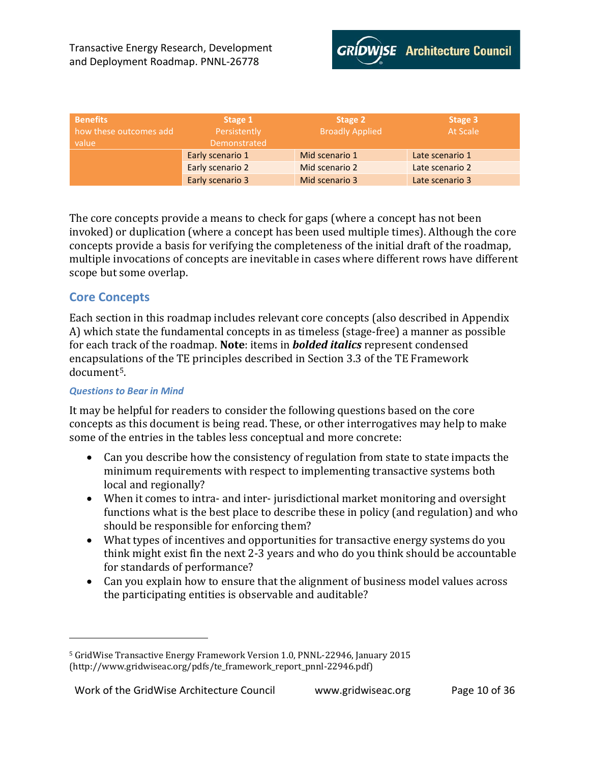| Benefits how these outcomes add value | Stage 1 Persistently Demonstrated | Stage 2 Broadly Applied | Stage 3 At Scale |
|---|---|---|---|
| | Early scenario 1 | Mid scenario 1 | Late scenario 1 |
| | Early scenario 2 | Mid scenario 2 | Late scenario 2 |
| | Early scenario 3 | Mid scenario 3 | Late scenario 3 |

The core concepts provide a means to check for gaps (where a concept has not been invoked) or duplication (where a concept has been used multiple times). Although the core concepts provide a basis for verifying the completeness of the initial draft of the roadmap, multiple invocations of concepts are inevitable in cases where different rows have different scope but some overlap.

## Core Concepts

Each section in this roadmap includes relevant core concepts (also described in Appendix A) which state the fundamental concepts in as timeless (stage-free) a manner as possible for each track of the roadmap. **Note**: items in ***bolded italics*** represent condensed encapsulations of the TE principles described in Section 3.3 of the TE Framework document[5].

### *Questions to Bear in Mind*

It may be helpful for readers to consider the following questions based on the core concepts as this document is being read. These, or other interrogatives may help to make some of the entries in the tables less conceptual and more concrete:

- Can you describe how the consistency of regulation from state to state impacts the minimum requirements with respect to implementing transactive systems both local and regionally?
- When it comes to intra- and inter- jurisdictional market monitoring and oversight functions what is the best place to describe these in policy (and regulation) and who should be responsible for enforcing them?
- What types of incentives and opportunities for transactive energy systems do you think might exist fin the next 2-3 years and who do you think should be accountable for standards of performance?
- Can you explain how to ensure that the alignment of business model values across the participating entities is observable and auditable?

---

[5] GridWise Transactive Energy Framework Version 1.0, PNNL-22946, January 2015 (http://www.gridwiseac.org/pdfs/te_framework_report_pnnl-22946.pdf)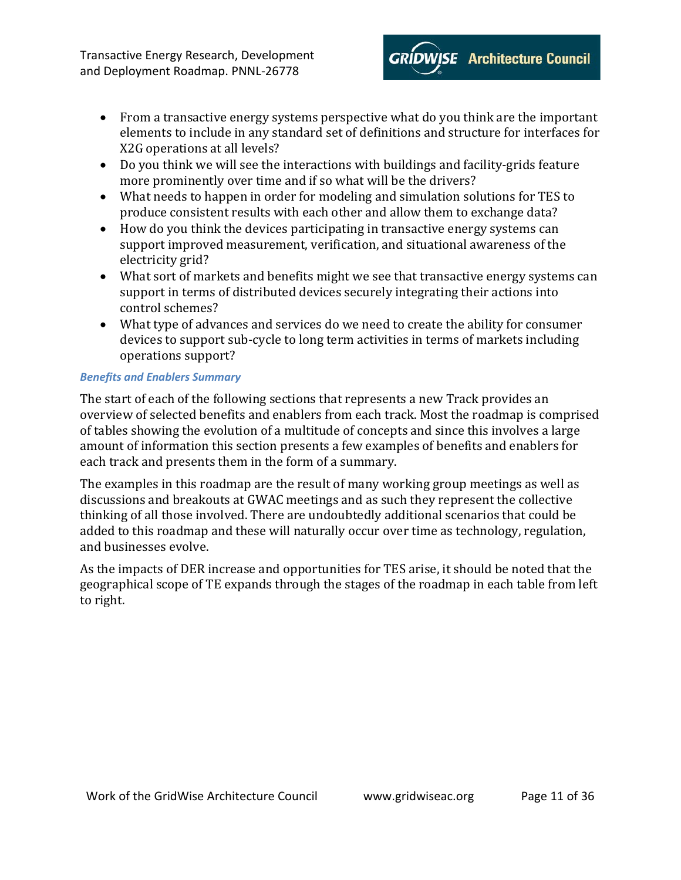- From a transactive energy systems perspective what do you think are the important elements to include in any standard set of definitions and structure for interfaces for X2G operations at all levels?
- Do you think we will see the interactions with buildings and facility-grids feature more prominently over time and if so what will be the drivers?
- What needs to happen in order for modeling and simulation solutions for TES to produce consistent results with each other and allow them to exchange data?
- How do you think the devices participating in transactive energy systems can support improved measurement, verification, and situational awareness of the electricity grid?
- What sort of markets and benefits might we see that transactive energy systems can support in terms of distributed devices securely integrating their actions into control schemes?
- What type of advances and services do we need to create the ability for consumer devices to support sub-cycle to long term activities in terms of markets including operations support?

#### *Benefits and Enablers Summary*

The start of each of the following sections that represents a new Track provides an overview of selected benefits and enablers from each track. Most the roadmap is comprised of tables showing the evolution of a multitude of concepts and since this involves a large amount of information this section presents a few examples of benefits and enablers for each track and presents them in the form of a summary.

The examples in this roadmap are the result of many working group meetings as well as discussions and breakouts at GWAC meetings and as such they represent the collective thinking of all those involved. There are undoubtedly additional scenarios that could be added to this roadmap and these will naturally occur over time as technology, regulation, and businesses evolve.

As the impacts of DER increase and opportunities for TES arise, it should be noted that the geographical scope of TE expands through the stages of the roadmap in each table from left to right.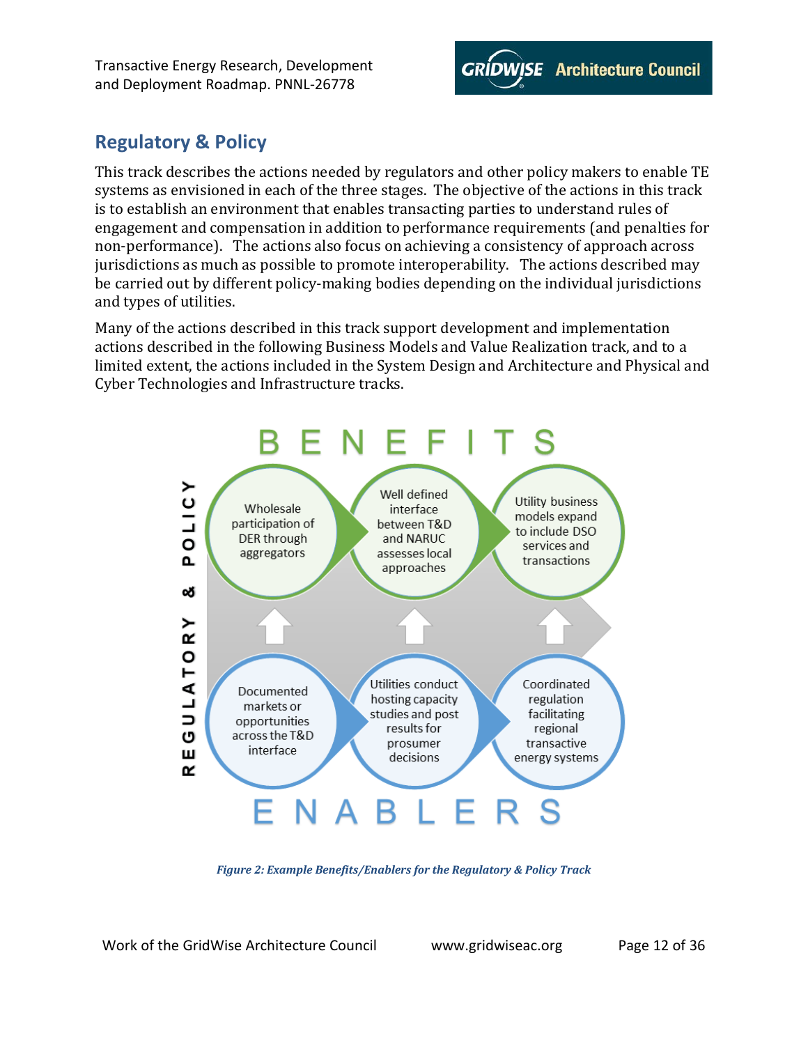## Regulatory & Policy

This track describes the actions needed by regulators and other policy makers to enable TE systems as envisioned in each of the three stages. The objective of the actions in this track is to establish an environment that enables transacting parties to understand rules of engagement and compensation in addition to performance requirements (and penalties for non-performance). The actions also focus on achieving a consistency of approach across jurisdictions as much as possible to promote interoperability. The actions described may be carried out by different policy-making bodies depending on the individual jurisdictions and types of utilities.

Many of the actions described in this track support development and implementation actions described in the following Business Models and Value Realization track, and to a limited extent, the actions included in the System Design and Architecture and Physical and Cyber Technologies and Infrastructure tracks.

BENEFITS

- Wholesale participation of DER through aggregators
- Well defined interface between T&D and NARUC assesses local approaches
- Utility business models expand to include DSO services and transactions

REGULATORY & POLICY

- Documented markets or opportunities across the T&D interface
- Utilities conduct hosting capacity studies and post results for prosumer decisions
- Coordinated regulation facilitating regional transactive energy systems

ENABLERS

*Figure 2: Example Benefits/Enablers for the Regulatory & Policy Track*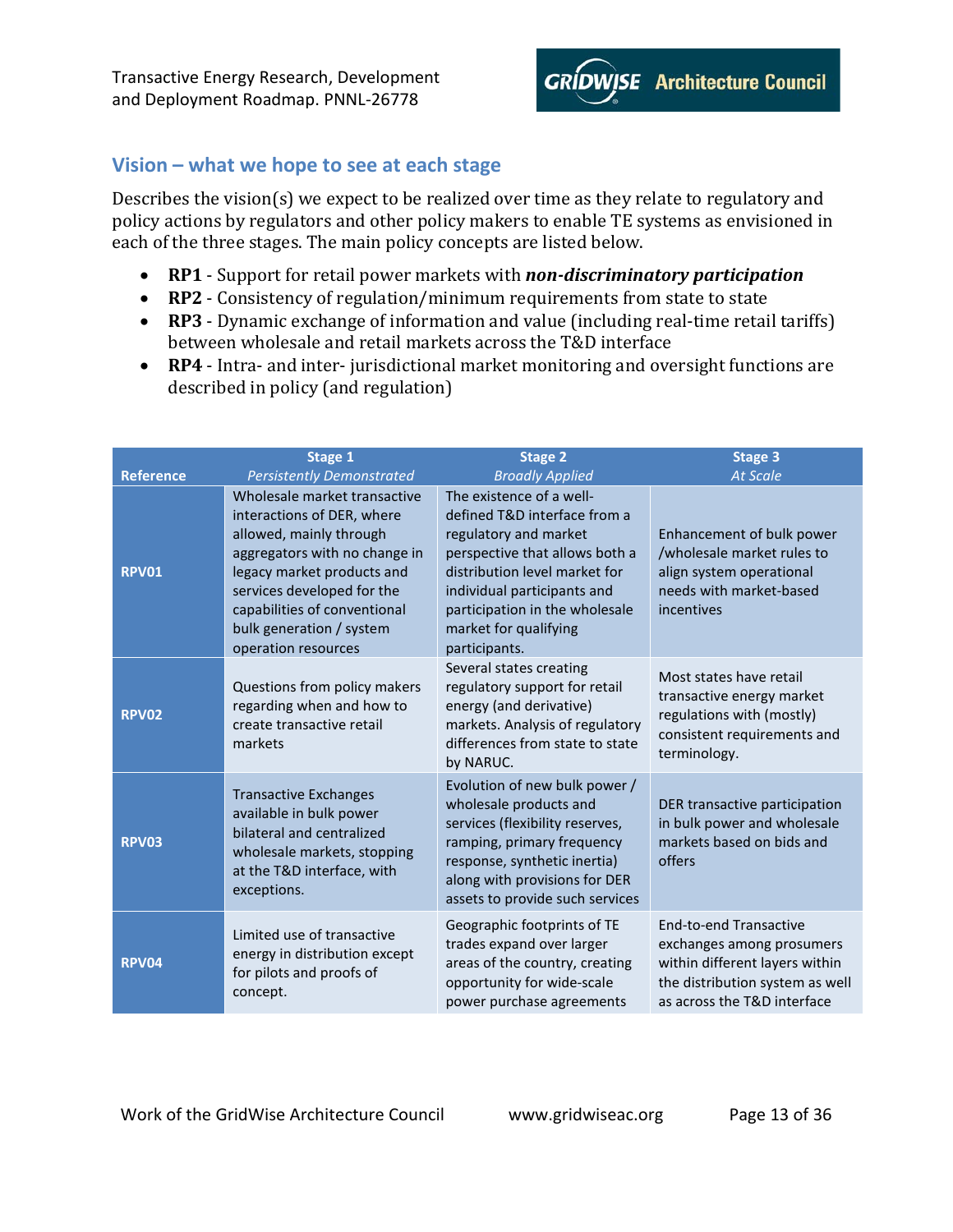## Vision – what we hope to see at each stage

Describes the vision(s) we expect to be realized over time as they relate to regulatory and policy actions by regulators and other policy makers to enable TE systems as envisioned in each of the three stages. The main policy concepts are listed below.

- **RP1** - Support for retail power markets with ***non-discriminatory participation***
- **RP2** - Consistency of regulation/minimum requirements from state to state
- **RP3** - Dynamic exchange of information and value (including real-time retail tariffs) between wholesale and retail markets across the T&D interface
- **RP4** - Intra- and inter- jurisdictional market monitoring and oversight functions are described in policy (and regulation)

| Reference | Stage 1 *Persistently Demonstrated* | Stage 2 *Broadly Applied* | Stage 3 *At Scale* |
|---|---|---|---|
| **RPV01** | Wholesale market transactive interactions of DER, where allowed, mainly through aggregators with no change in legacy market products and services developed for the capabilities of conventional bulk generation / system operation resources | The existence of a well-defined T&D interface from a regulatory and market perspective that allows both a distribution level market for individual participants and participation in the wholesale market for qualifying participants. | Enhancement of bulk power /wholesale market rules to align system operational needs with market-based incentives |
| **RPV02** | Questions from policy makers regarding when and how to create transactive retail markets | Several states creating regulatory support for retail energy (and derivative) markets. Analysis of regulatory differences from state to state by NARUC. | Most states have retail transactive energy market regulations with (mostly) consistent requirements and terminology. |
| **RPV03** | Transactive Exchanges available in bulk power bilateral and centralized wholesale markets, stopping at the T&D interface, with exceptions. | Evolution of new bulk power / wholesale products and services (flexibility reserves, ramping, primary frequency response, synthetic inertia) along with provisions for DER assets to provide such services | DER transactive participation in bulk power and wholesale markets based on bids and offers |
| **RPV04** | Limited use of transactive energy in distribution except for pilots and proofs of concept. | Geographic footprints of TE trades expand over larger areas of the country, creating opportunity for wide-scale power purchase agreements | End-to-end Transactive exchanges among prosumers within different layers within the distribution system as well as across the T&D interface |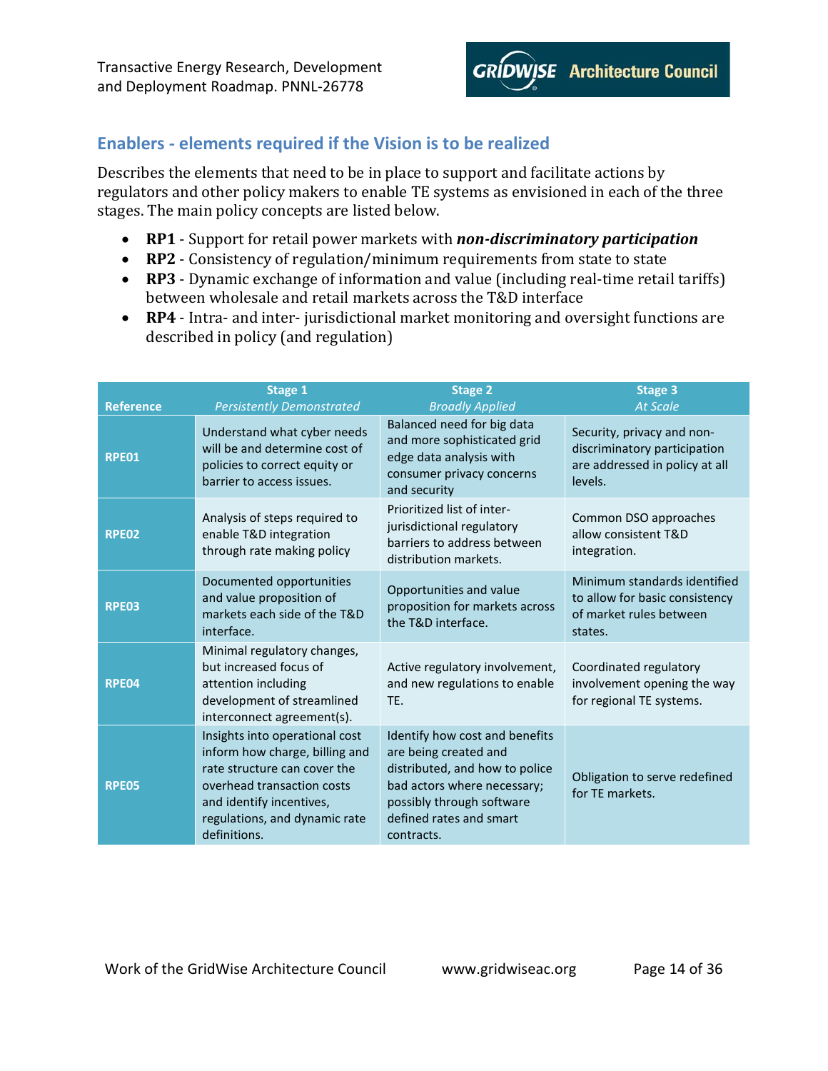## Enablers - elements required if the Vision is to be realized

Describes the elements that need to be in place to support and facilitate actions by regulators and other policy makers to enable TE systems as envisioned in each of the three stages. The main policy concepts are listed below.

- **RP1** - Support for retail power markets with ***non-discriminatory participation***
- **RP2** - Consistency of regulation/minimum requirements from state to state
- **RP3** - Dynamic exchange of information and value (including real-time retail tariffs) between wholesale and retail markets across the T&D interface
- **RP4** - Intra- and inter- jurisdictional market monitoring and oversight functions are described in policy (and regulation)

| Reference | Stage 1 *Persistently Demonstrated* | Stage 2 *Broadly Applied* | Stage 3 *At Scale* |
|---|---|---|---|
| **RPE01** | Understand what cyber needs will be and determine cost of policies to correct equity or barrier to access issues. | Balanced need for big data and more sophisticated grid edge data analysis with consumer privacy concerns and security | Security, privacy and non-discriminatory participation are addressed in policy at all levels. |
| **RPE02** | Analysis of steps required to enable T&D integration through rate making policy | Prioritized list of inter-jurisdictional regulatory barriers to address between distribution markets. | Common DSO approaches allow consistent T&D integration. |
| **RPE03** | Documented opportunities and value proposition of markets each side of the T&D interface. | Opportunities and value proposition for markets across the T&D interface. | Minimum standards identified to allow for basic consistency of market rules between states. |
| **RPE04** | Minimal regulatory changes, but increased focus of attention including development of streamlined interconnect agreement(s). | Active regulatory involvement, and new regulations to enable TE. | Coordinated regulatory involvement opening the way for regional TE systems. |
| **RPE05** | Insights into operational cost inform how charge, billing and rate structure can cover the overhead transaction costs and identify incentives, regulations, and dynamic rate definitions. | Identify how cost and benefits are being created and distributed, and how to police bad actors where necessary; possibly through software defined rates and smart contracts. | Obligation to serve redefined for TE markets. |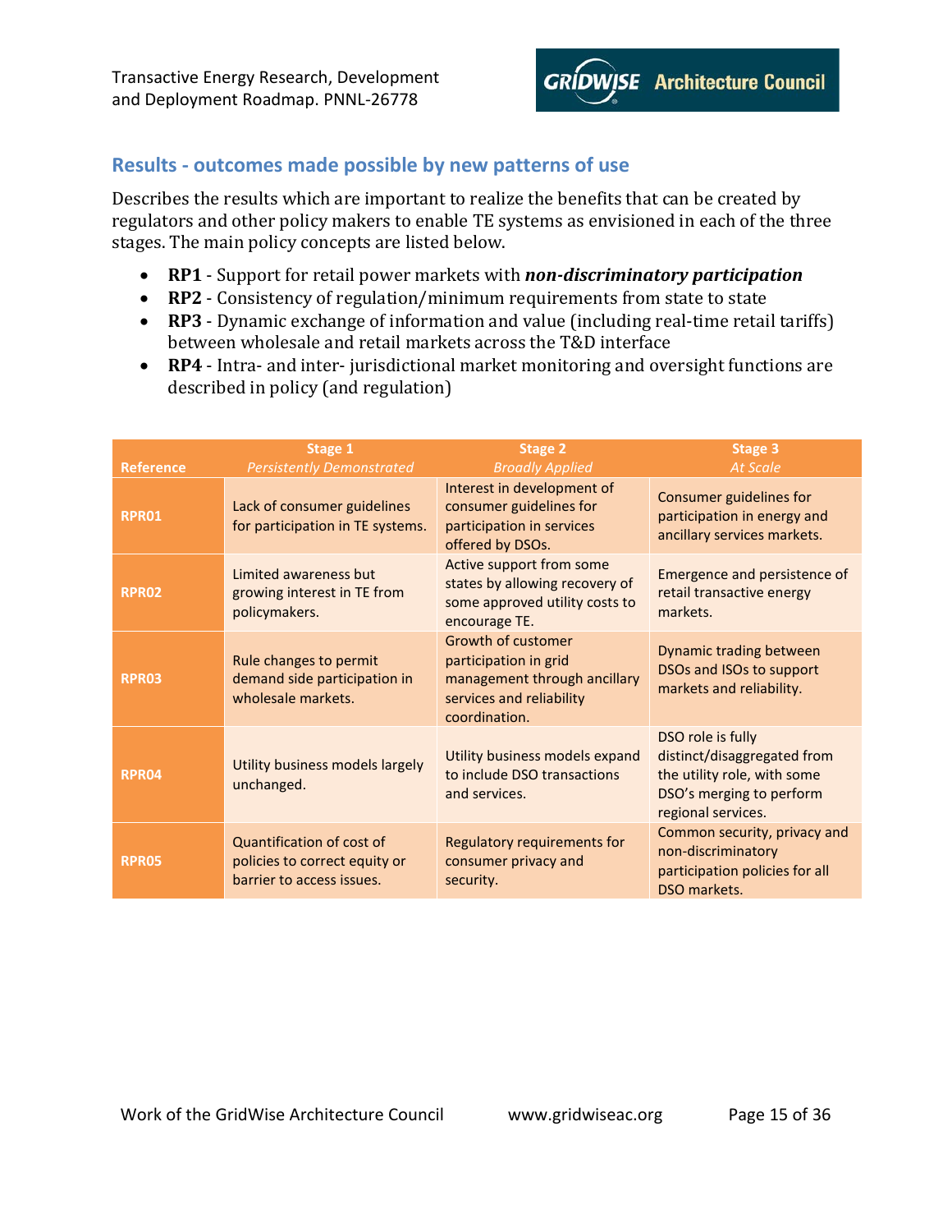## Results - outcomes made possible by new patterns of use

Describes the results which are important to realize the benefits that can be created by regulators and other policy makers to enable TE systems as envisioned in each of the three stages. The main policy concepts are listed below.

- **RP1** - Support for retail power markets with ***non-discriminatory participation***
- **RP2** - Consistency of regulation/minimum requirements from state to state
- **RP3** - Dynamic exchange of information and value (including real-time retail tariffs) between wholesale and retail markets across the T&D interface
- **RP4** - Intra- and inter- jurisdictional market monitoring and oversight functions are described in policy (and regulation)

| Reference | Stage 1 *Persistently Demonstrated* | Stage 2 *Broadly Applied* | Stage 3 *At Scale* |
|---|---|---|---|
| RPR01 | Lack of consumer guidelines for participation in TE systems. | Interest in development of consumer guidelines for participation in services offered by DSOs. | Consumer guidelines for participation in energy and ancillary services markets. |
| RPR02 | Limited awareness but growing interest in TE from policymakers. | Active support from some states by allowing recovery of some approved utility costs to encourage TE. | Emergence and persistence of retail transactive energy markets. |
| RPR03 | Rule changes to permit demand side participation in wholesale markets. | Growth of customer participation in grid management through ancillary services and reliability coordination. | Dynamic trading between DSOs and ISOs to support markets and reliability. |
| RPR04 | Utility business models largely unchanged. | Utility business models expand to include DSO transactions and services. | DSO role is fully distinct/disaggregated from the utility role, with some DSO's merging to perform regional services. |
| RPR05 | Quantification of cost of policies to correct equity or barrier to access issues. | Regulatory requirements for consumer privacy and security. | Common security, privacy and non-discriminatory participation policies for all DSO markets. |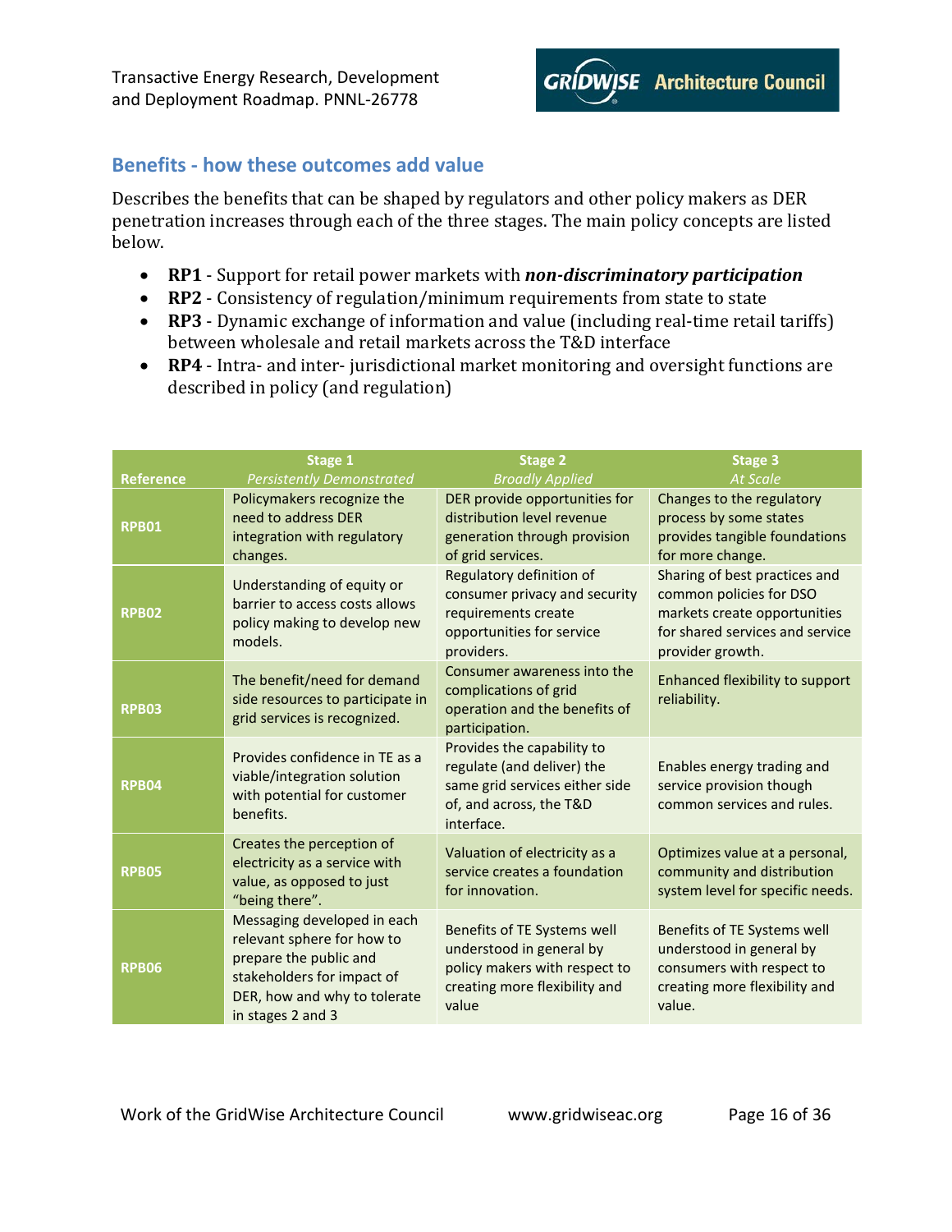## Benefits - how these outcomes add value

Describes the benefits that can be shaped by regulators and other policy makers as DER penetration increases through each of the three stages. The main policy concepts are listed below.

- **RP1** - Support for retail power markets with ***non-discriminatory participation***
- **RP2** - Consistency of regulation/minimum requirements from state to state
- **RP3** - Dynamic exchange of information and value (including real-time retail tariffs) between wholesale and retail markets across the T&D interface
- **RP4** - Intra- and inter- jurisdictional market monitoring and oversight functions are described in policy (and regulation)

| Reference | Stage 1 *Persistently Demonstrated* | Stage 2 *Broadly Applied* | Stage 3 *At Scale* |
|---|---|---|---|
| **RPB01** | Policymakers recognize the need to address DER integration with regulatory changes. | DER provide opportunities for distribution level revenue generation through provision of grid services. | Changes to the regulatory process by some states provides tangible foundations for more change. |
| **RPB02** | Understanding of equity or barrier to access costs allows policy making to develop new models. | Regulatory definition of consumer privacy and security requirements create opportunities for service providers. | Sharing of best practices and common policies for DSO markets create opportunities for shared services and service provider growth. |
| **RPB03** | The benefit/need for demand side resources to participate in grid services is recognized. | Consumer awareness into the complications of grid operation and the benefits of participation. | Enhanced flexibility to support reliability. |
| **RPB04** | Provides confidence in TE as a viable/integration solution with potential for customer benefits. | Provides the capability to regulate (and deliver) the same grid services either side of, and across, the T&D interface. | Enables energy trading and service provision though common services and rules. |
| **RPB05** | Creates the perception of electricity as a service with value, as opposed to just "being there". | Valuation of electricity as a service creates a foundation for innovation. | Optimizes value at a personal, community and distribution system level for specific needs. |
| **RPB06** | Messaging developed in each relevant sphere for how to prepare the public and stakeholders for impact of DER, how and why to tolerate in stages 2 and 3 | Benefits of TE Systems well understood in general by policy makers with respect to creating more flexibility and value | Benefits of TE Systems well understood in general by consumers with respect to creating more flexibility and value. |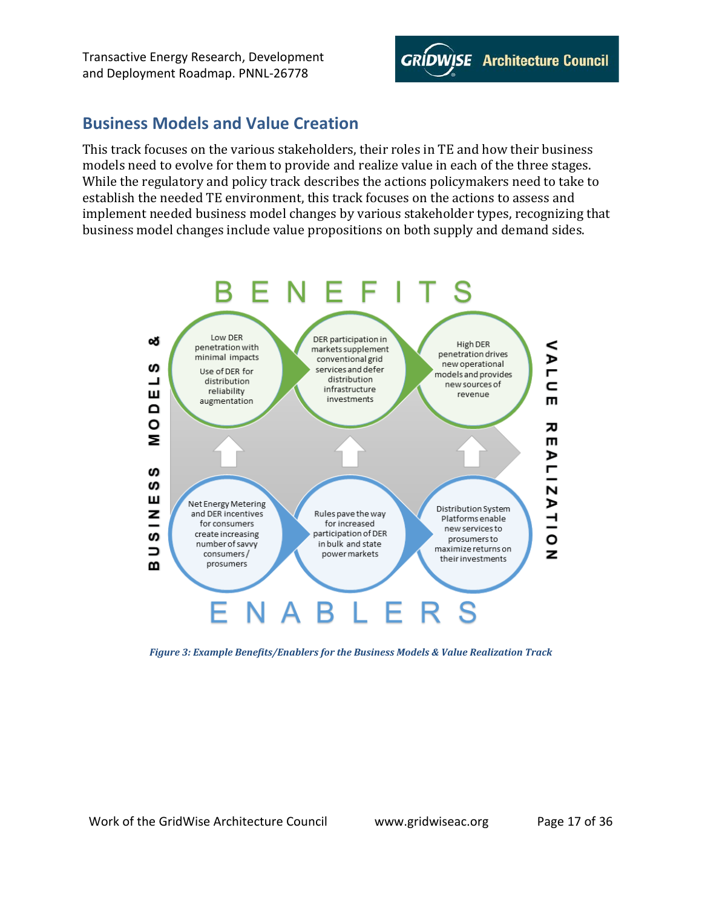## Business Models and Value Creation

This track focuses on the various stakeholders, their roles in TE and how their business models need to evolve for them to provide and realize value in each of the three stages. While the regulatory and policy track describes the actions policymakers need to take to establish the needed TE environment, this track focuses on the actions to assess and implement needed business model changes by various stakeholder types, recognizing that business model changes include value propositions on both supply and demand sides.

BENEFITS

BUSINESS MODELS &

VALUE REALIZATION

Low DER penetration with minimal impacts

Use of DER for distribution reliability augmentation

DER participation in markets supplement conventional grid services and defer distribution infrastructure investments

High DER penetration drives new operational models and provides new sources of revenue

Net Energy Metering and DER incentives for consumers create increasing number of savvy consumers / prosumers

Rules pave the way for increased participation of DER in bulk and state power markets

Distribution System Platforms enable new services to prosumers to maximize returns on their investments

ENABLERS

*Figure 3: Example Benefits/Enablers for the Business Models & Value Realization Track*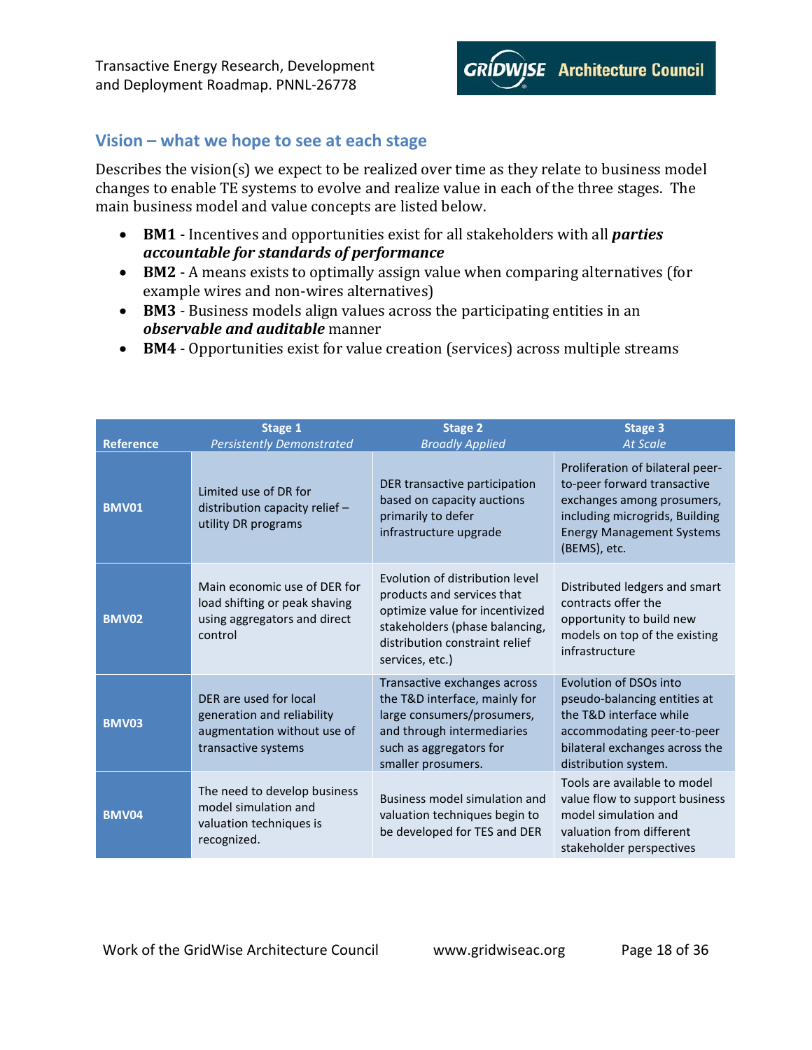## Vision – what we hope to see at each stage

Describes the vision(s) we expect to be realized over time as they relate to business model changes to enable TE systems to evolve and realize value in each of the three stages. The main business model and value concepts are listed below.

- **BM1** - Incentives and opportunities exist for all stakeholders with all ***parties accountable for standards of performance***
- **BM2** - A means exists to optimally assign value when comparing alternatives (for example wires and non-wires alternatives)
- **BM3** - Business models align values across the participating entities in an ***observable and auditable*** manner
- **BM4** - Opportunities exist for value creation (services) across multiple streams

| Reference | Stage 1 *Persistently Demonstrated* | Stage 2 *Broadly Applied* | Stage 3 *At Scale* |
|---|---|---|---|
| **BMV01** | Limited use of DR for distribution capacity relief – utility DR programs | DER transactive participation based on capacity auctions primarily to defer infrastructure upgrade | Proliferation of bilateral peer-to-peer forward transactive exchanges among prosumers, including microgrids, Building Energy Management Systems (BEMS), etc. |
| **BMV02** | Main economic use of DER for load shifting or peak shaving using aggregators and direct control | Evolution of distribution level products and services that optimize value for incentivized stakeholders (phase balancing, distribution constraint relief services, etc.) | Distributed ledgers and smart contracts offer the opportunity to build new models on top of the existing infrastructure |
| **BMV03** | DER are used for local generation and reliability augmentation without use of transactive systems | Transactive exchanges across the T&D interface, mainly for large consumers/prosumers, and through intermediaries such as aggregators for smaller prosumers. | Evolution of DSOs into pseudo-balancing entities at the T&D interface while accommodating peer-to-peer bilateral exchanges across the distribution system. |
| **BMV04** | The need to develop business model simulation and valuation techniques is recognized. | Business model simulation and valuation techniques begin to be developed for TES and DER | Tools are available to model value flow to support business model simulation and valuation from different stakeholder perspectives |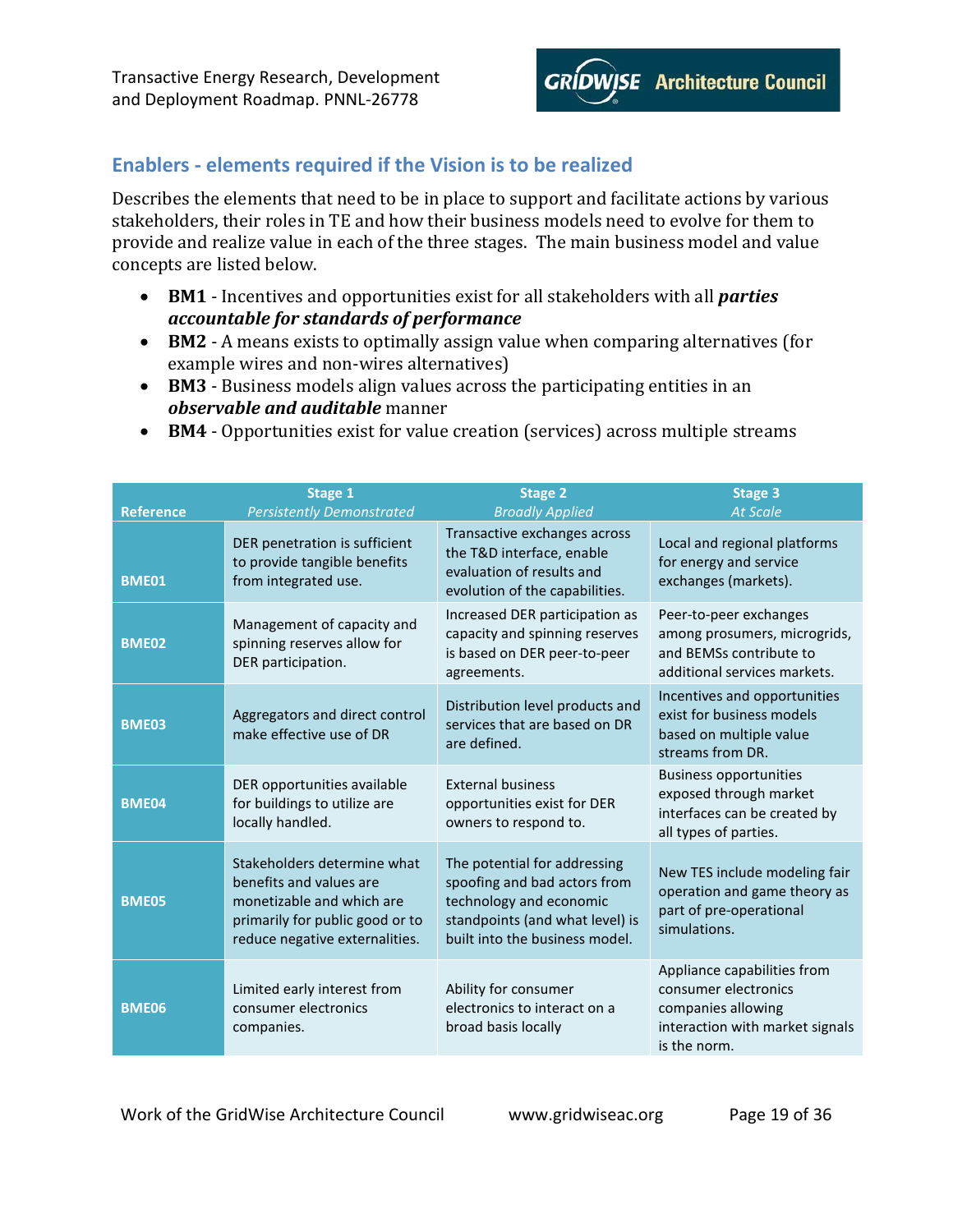## Enablers - elements required if the Vision is to be realized

Describes the elements that need to be in place to support and facilitate actions by various stakeholders, their roles in TE and how their business models need to evolve for them to provide and realize value in each of the three stages. The main business model and value concepts are listed below.

- **BM1** - Incentives and opportunities exist for all stakeholders with all ***parties accountable for standards of performance***
- **BM2** - A means exists to optimally assign value when comparing alternatives (for example wires and non-wires alternatives)
- **BM3** - Business models align values across the participating entities in an ***observable and auditable*** manner
- **BM4** - Opportunities exist for value creation (services) across multiple streams

| Reference | Stage 1 *Persistently Demonstrated* | Stage 2 *Broadly Applied* | Stage 3 *At Scale* |
|---|---|---|---|
| **BME01** | DER penetration is sufficient to provide tangible benefits from integrated use. | Transactive exchanges across the T&D interface, enable evaluation of results and evolution of the capabilities. | Local and regional platforms for energy and service exchanges (markets). |
| **BME02** | Management of capacity and spinning reserves allow for DER participation. | Increased DER participation as capacity and spinning reserves is based on DER peer-to-peer agreements. | Peer-to-peer exchanges among prosumers, microgrids, and BEMSs contribute to additional services markets. |
| **BME03** | Aggregators and direct control make effective use of DR | Distribution level products and services that are based on DR are defined. | Incentives and opportunities exist for business models based on multiple value streams from DR. |
| **BME04** | DER opportunities available for buildings to utilize are locally handled. | External business opportunities exist for DER owners to respond to. | Business opportunities exposed through market interfaces can be created by all types of parties. |
| **BME05** | Stakeholders determine what benefits and values are monetizable and which are primarily for public good or to reduce negative externalities. | The potential for addressing spoofing and bad actors from technology and economic standpoints (and what level) is built into the business model. | New TES include modeling fair operation and game theory as part of pre-operational simulations. |
| **BME06** | Limited early interest from consumer electronics companies. | Ability for consumer electronics to interact on a broad basis locally | Appliance capabilities from consumer electronics companies allowing interaction with market signals is the norm. |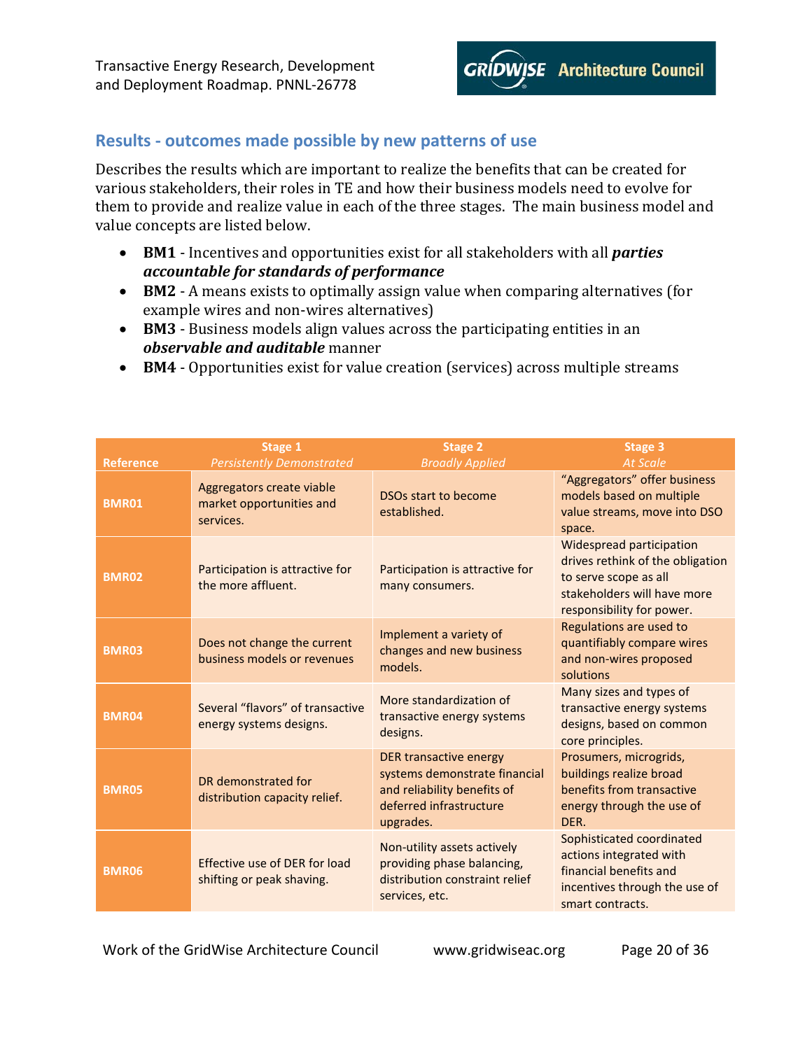## Results - outcomes made possible by new patterns of use

Describes the results which are important to realize the benefits that can be created for various stakeholders, their roles in TE and how their business models need to evolve for them to provide and realize value in each of the three stages. The main business model and value concepts are listed below.

- **BM1** - Incentives and opportunities exist for all stakeholders with all ***parties accountable for standards of performance***
- **BM2** - A means exists to optimally assign value when comparing alternatives (for example wires and non-wires alternatives)
- **BM3** - Business models align values across the participating entities in an ***observable and auditable*** manner
- **BM4** - Opportunities exist for value creation (services) across multiple streams

| Reference | Stage 1 *Persistently Demonstrated* | Stage 2 *Broadly Applied* | Stage 3 *At Scale* |
|---|---|---|---|
| **BMR01** | Aggregators create viable market opportunities and services. | DSOs start to become established. | "Aggregators" offer business models based on multiple value streams, move into DSO space. |
| **BMR02** | Participation is attractive for the more affluent. | Participation is attractive for many consumers. | Widespread participation drives rethink of the obligation to serve scope as all stakeholders will have more responsibility for power. |
| **BMR03** | Does not change the current business models or revenues | Implement a variety of changes and new business models. | Regulations are used to quantifiably compare wires and non-wires proposed solutions |
| **BMR04** | Several "flavors" of transactive energy systems designs. | More standardization of transactive energy systems designs. | Many sizes and types of transactive energy systems designs, based on common core principles. |
| **BMR05** | DR demonstrated for distribution capacity relief. | DER transactive energy systems demonstrate financial and reliability benefits of deferred infrastructure upgrades. | Prosumers, microgrids, buildings realize broad benefits from transactive energy through the use of DER. |
| **BMR06** | Effective use of DER for load shifting or peak shaving. | Non-utility assets actively providing phase balancing, distribution constraint relief services, etc. | Sophisticated coordinated actions integrated with financial benefits and incentives through the use of smart contracts. |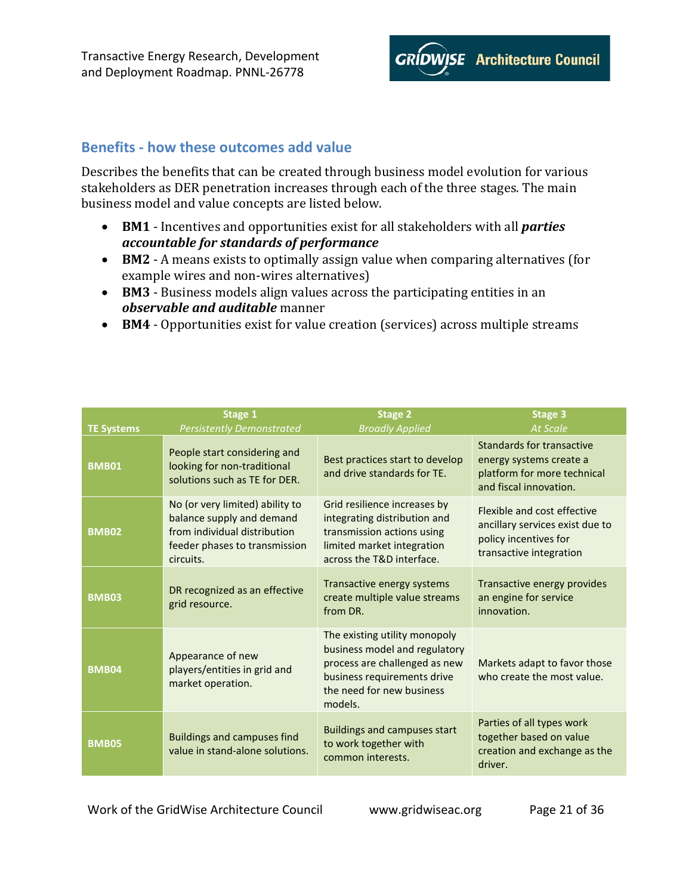## Benefits - how these outcomes add value

Describes the benefits that can be created through business model evolution for various stakeholders as DER penetration increases through each of the three stages. The main business model and value concepts are listed below.

- **BM1** - Incentives and opportunities exist for all stakeholders with all ***parties accountable for standards of performance***
- **BM2** - A means exists to optimally assign value when comparing alternatives (for example wires and non-wires alternatives)
- **BM3** - Business models align values across the participating entities in an ***observable and auditable*** manner
- **BM4** - Opportunities exist for value creation (services) across multiple streams

| TE Systems | Stage 1 *Persistently Demonstrated* | Stage 2 *Broadly Applied* | Stage 3 *At Scale* |
|---|---|---|---|
| **BMB01** | People start considering and looking for non-traditional solutions such as TE for DER. | Best practices start to develop and drive standards for TE. | Standards for transactive energy systems create a platform for more technical and fiscal innovation. |
| **BMB02** | No (or very limited) ability to balance supply and demand from individual distribution feeder phases to transmission circuits. | Grid resilience increases by integrating distribution and transmission actions using limited market integration across the T&D interface. | Flexible and cost effective ancillary services exist due to policy incentives for transactive integration |
| **BMB03** | DR recognized as an effective grid resource. | Transactive energy systems create multiple value streams from DR. | Transactive energy provides an engine for service innovation. |
| **BMB04** | Appearance of new players/entities in grid and market operation. | The existing utility monopoly business model and regulatory process are challenged as new business requirements drive the need for new business models. | Markets adapt to favor those who create the most value. |
| **BMB05** | Buildings and campuses find value in stand-alone solutions. | Buildings and campuses start to work together with common interests. | Parties of all types work together based on value creation and exchange as the driver. |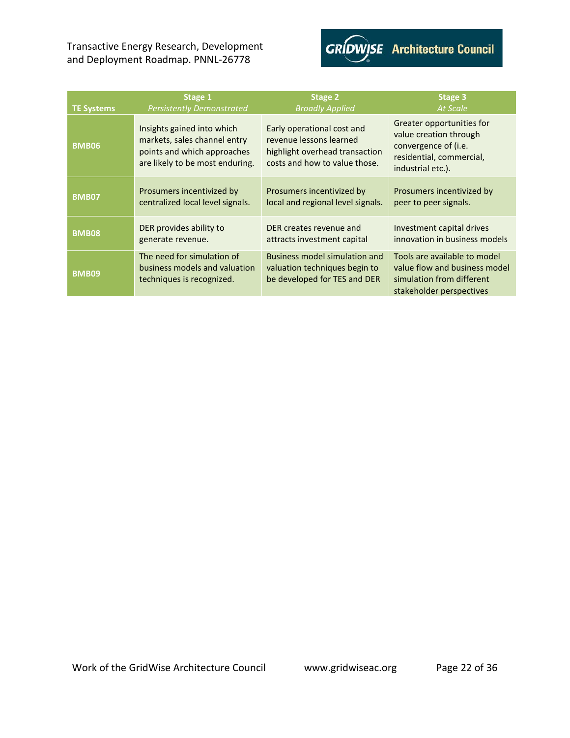| TE Systems | Stage 1 *Persistently Demonstrated* | Stage 2 *Broadly Applied* | Stage 3 *At Scale* |
|---|---|---|---|
| **BMB06** | Insights gained into which markets, sales channel entry points and which approaches are likely to be most enduring. | Early operational cost and revenue lessons learned highlight overhead transaction costs and how to value those. | Greater opportunities for value creation through convergence of (i.e. residential, commercial, industrial etc.). |
| **BMB07** | Prosumers incentivized by centralized local level signals. | Prosumers incentivized by local and regional level signals. | Prosumers incentivized by peer to peer signals. |
| **BMB08** | DER provides ability to generate revenue. | DER creates revenue and attracts investment capital | Investment capital drives innovation in business models |
| **BMB09** | The need for simulation of business models and valuation techniques is recognized. | Business model simulation and valuation techniques begin to be developed for TES and DER | Tools are available to model value flow and business model simulation from different stakeholder perspectives |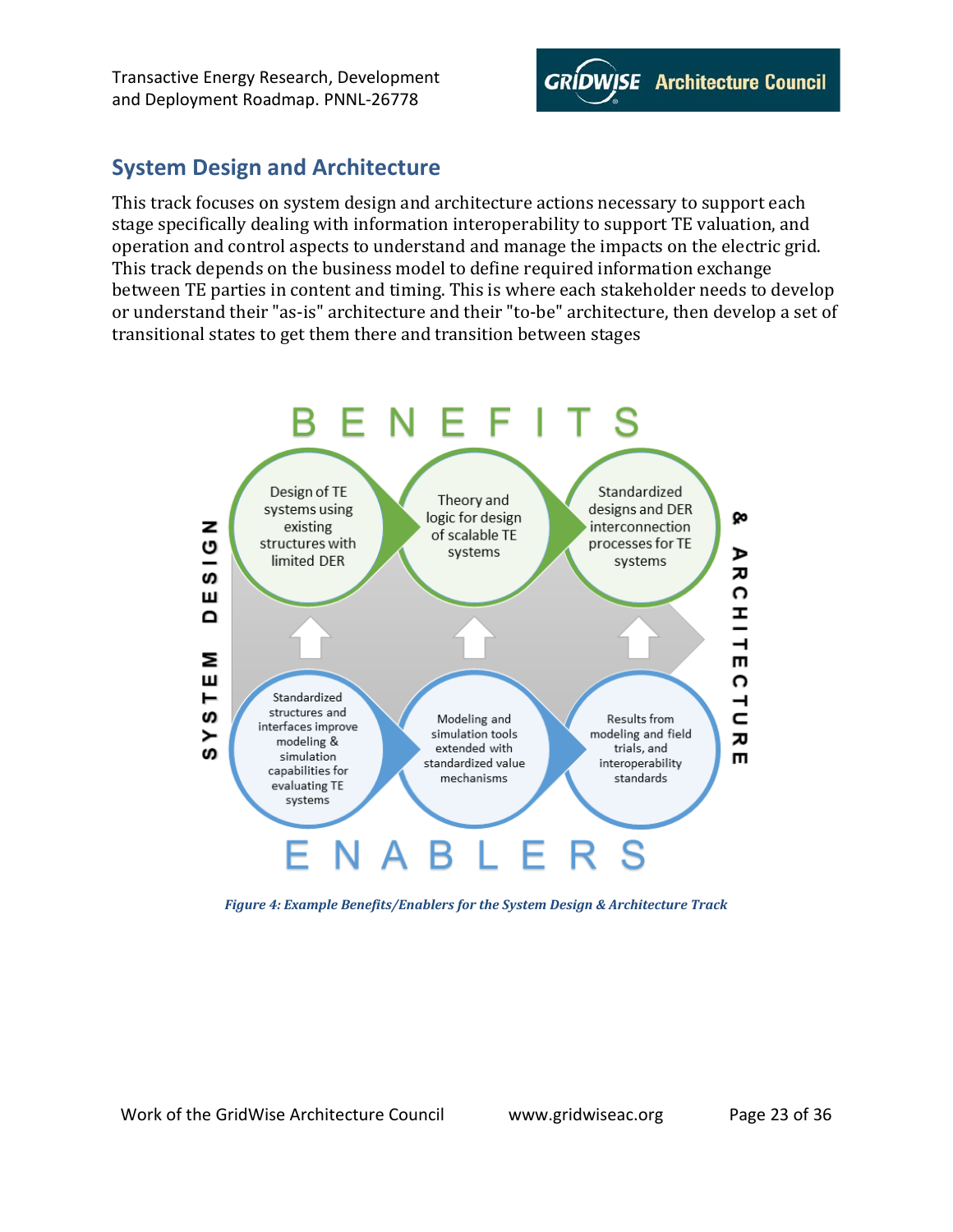## System Design and Architecture

This track focuses on system design and architecture actions necessary to support each stage specifically dealing with information interoperability to support TE valuation, and operation and control aspects to understand and manage the impacts on the electric grid. This track depends on the business model to define required information exchange between TE parties in content and timing. This is where each stakeholder needs to develop or understand their "as-is" architecture and their "to-be" architecture, then develop a set of transitional states to get them there and transition between stages

BENEFITS

- Design of TE systems using existing structures with limited DER
- Theory and logic for design of scalable TE systems
- Standardized designs and DER interconnection processes for TE systems

SYSTEM DESIGN & ARCHITECTURE

- Standardized structures and interfaces improve modeling & simulation capabilities for evaluating TE systems
- Modeling and simulation tools extended with standardized value mechanisms
- Results from modeling and field trials, and interoperability standards

ENABLERS

*Figure 4: Example Benefits/Enablers for the System Design & Architecture Track*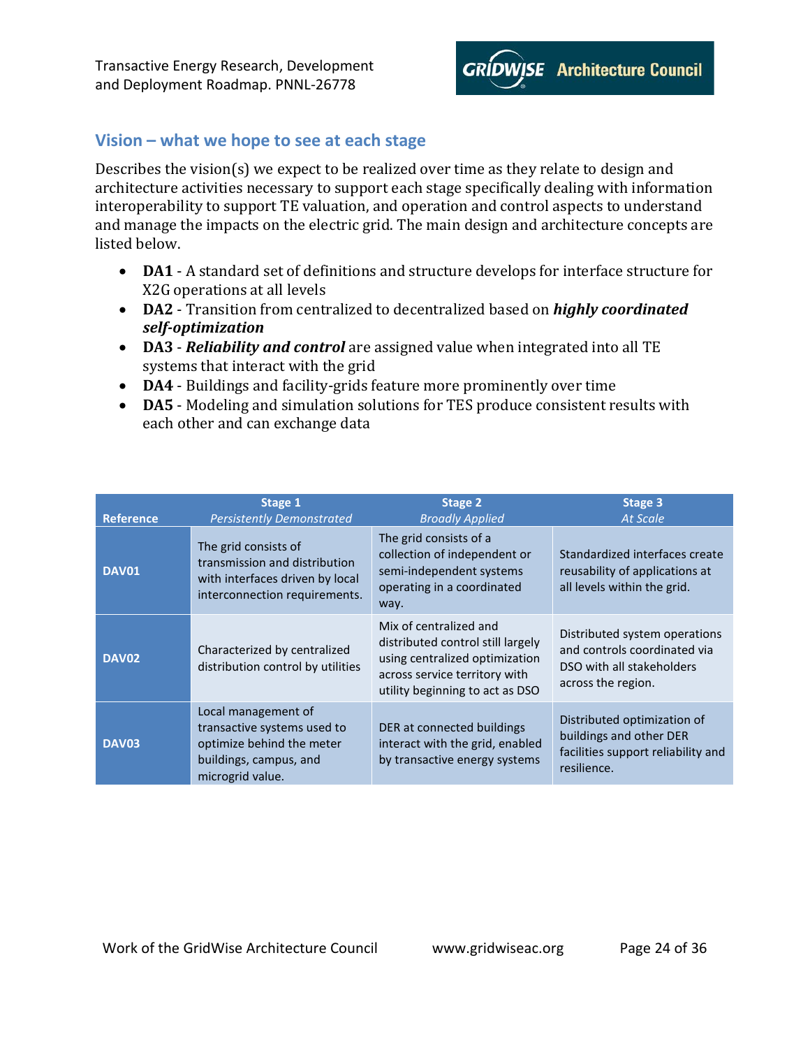## Vision – what we hope to see at each stage

Describes the vision(s) we expect to be realized over time as they relate to design and architecture activities necessary to support each stage specifically dealing with information interoperability to support TE valuation, and operation and control aspects to understand and manage the impacts on the electric grid. The main design and architecture concepts are listed below.

- **DA1** - A standard set of definitions and structure develops for interface structure for X2G operations at all levels
- **DA2** - Transition from centralized to decentralized based on ***highly coordinated self-optimization***
- **DA3** - ***Reliability and control*** are assigned value when integrated into all TE systems that interact with the grid
- **DA4** - Buildings and facility-grids feature more prominently over time
- **DA5** - Modeling and simulation solutions for TES produce consistent results with each other and can exchange data

| Reference | Stage 1 *Persistently Demonstrated* | Stage 2 *Broadly Applied* | Stage 3 *At Scale* |
|---|---|---|---|
| **DAV01** | The grid consists of transmission and distribution with interfaces driven by local interconnection requirements. | The grid consists of a collection of independent or semi-independent systems operating in a coordinated way. | Standardized interfaces create reusability of applications at all levels within the grid. |
| **DAV02** | Characterized by centralized distribution control by utilities | Mix of centralized and distributed control still largely using centralized optimization across service territory with utility beginning to act as DSO | Distributed system operations and controls coordinated via DSO with all stakeholders across the region. |
| **DAV03** | Local management of transactive systems used to optimize behind the meter buildings, campus, and microgrid value. | DER at connected buildings interact with the grid, enabled by transactive energy systems | Distributed optimization of buildings and other DER facilities support reliability and resilience. |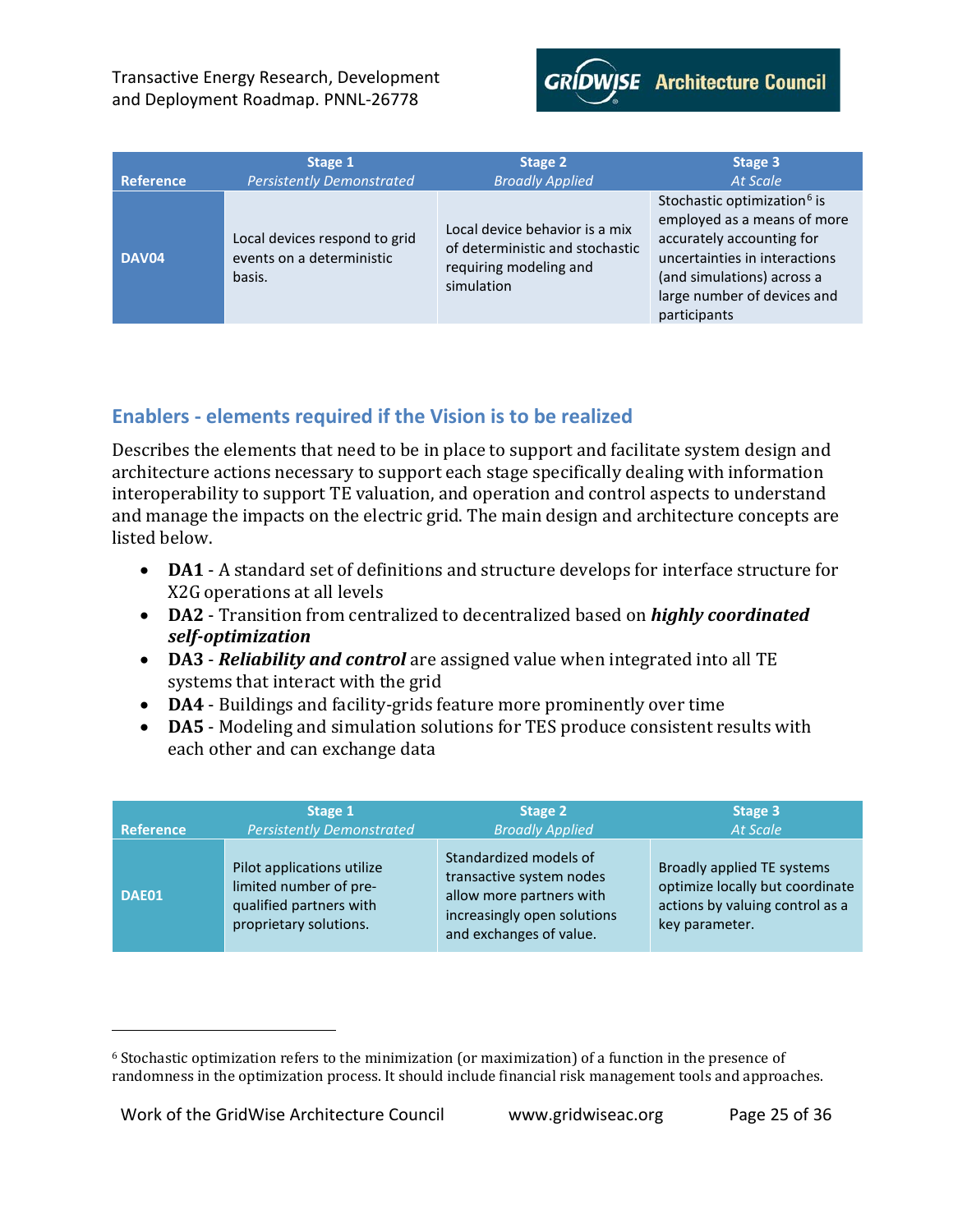| Reference | Stage 1 *Persistently Demonstrated* | Stage 2 *Broadly Applied* | Stage 3 *At Scale* |
|---|---|---|---|
| **DAV04** | Local devices respond to grid events on a deterministic basis. | Local device behavior is a mix of deterministic and stochastic requiring modeling and simulation | Stochastic optimization[6] is employed as a means of more accurately accounting for uncertainties in interactions (and simulations) across a large number of devices and participants |

## Enablers - elements required if the Vision is to be realized

Describes the elements that need to be in place to support and facilitate system design and architecture actions necessary to support each stage specifically dealing with information interoperability to support TE valuation, and operation and control aspects to understand and manage the impacts on the electric grid. The main design and architecture concepts are listed below.

- **DA1** - A standard set of definitions and structure develops for interface structure for X2G operations at all levels
- **DA2** - Transition from centralized to decentralized based on ***highly coordinated self-optimization***
- **DA3** - ***Reliability and control*** are assigned value when integrated into all TE systems that interact with the grid
- **DA4** - Buildings and facility-grids feature more prominently over time
- **DA5** - Modeling and simulation solutions for TES produce consistent results with each other and can exchange data

| Reference | Stage 1 *Persistently Demonstrated* | Stage 2 *Broadly Applied* | Stage 3 *At Scale* |
|---|---|---|---|
| **DAE01** | Pilot applications utilize limited number of pre-qualified partners with proprietary solutions. | Standardized models of transactive system nodes allow more partners with increasingly open solutions and exchanges of value. | Broadly applied TE systems optimize locally but coordinate actions by valuing control as a key parameter. |

[6] Stochastic optimization refers to the minimization (or maximization) of a function in the presence of randomness in the optimization process. It should include financial risk management tools and approaches.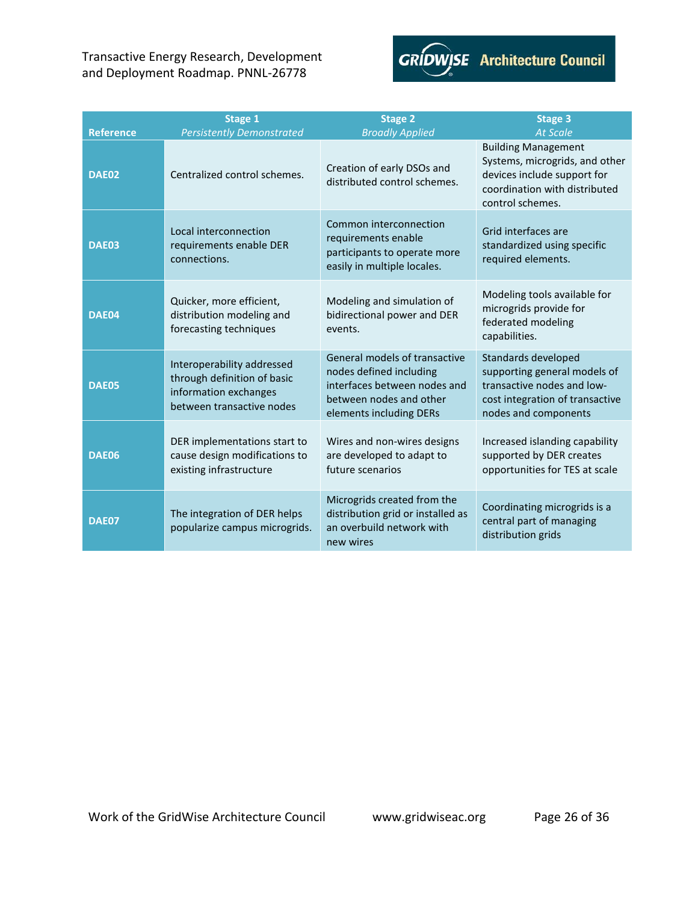| Reference | Stage 1<br>*Persistently Demonstrated* | Stage 2<br>*Broadly Applied* | Stage 3<br>*At Scale* |
|---|---|---|---|
| **DAE02** | Centralized control schemes. | Creation of early DSOs and distributed control schemes. | Building Management Systems, microgrids, and other devices include support for coordination with distributed control schemes. |
| **DAE03** | Local interconnection requirements enable DER connections. | Common interconnection requirements enable participants to operate more easily in multiple locales. | Grid interfaces are standardized using specific required elements. |
| **DAE04** | Quicker, more efficient, distribution modeling and forecasting techniques | Modeling and simulation of bidirectional power and DER events. | Modeling tools available for microgrids provide for federated modeling capabilities. |
| **DAE05** | Interoperability addressed through definition of basic information exchanges between transactive nodes | General models of transactive nodes defined including interfaces between nodes and between nodes and other elements including DERs | Standards developed supporting general models of transactive nodes and low-cost integration of transactive nodes and components |
| **DAE06** | DER implementations start to cause design modifications to existing infrastructure | Wires and non-wires designs are developed to adapt to future scenarios | Increased islanding capability supported by DER creates opportunities for TES at scale |
| **DAE07** | The integration of DER helps popularize campus microgrids. | Microgrids created from the distribution grid or installed as an overbuild network with new wires | Coordinating microgrids is a central part of managing distribution grids |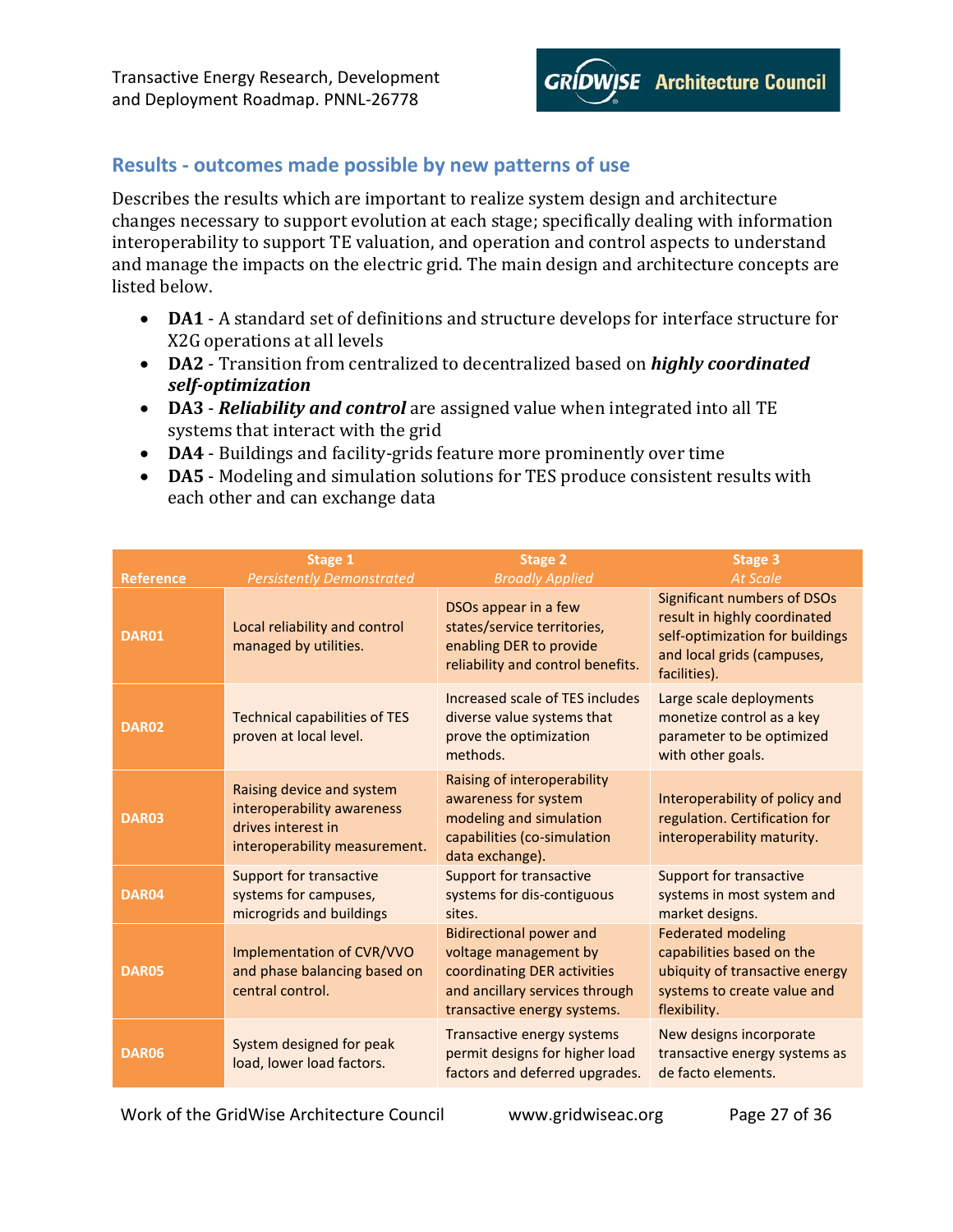## Results - outcomes made possible by new patterns of use

Describes the results which are important to realize system design and architecture changes necessary to support evolution at each stage; specifically dealing with information interoperability to support TE valuation, and operation and control aspects to understand and manage the impacts on the electric grid. The main design and architecture concepts are listed below.

- **DA1** - A standard set of definitions and structure develops for interface structure for X2G operations at all levels
- **DA2** - Transition from centralized to decentralized based on ***highly coordinated self-optimization***
- **DA3** - ***Reliability and control*** are assigned value when integrated into all TE systems that interact with the grid
- **DA4** - Buildings and facility-grids feature more prominently over time
- **DA5** - Modeling and simulation solutions for TES produce consistent results with each other and can exchange data

| Reference | Stage 1 *Persistently Demonstrated* | Stage 2 *Broadly Applied* | Stage 3 *At Scale* |
|---|---|---|---|
| DAR01 | Local reliability and control managed by utilities. | DSOs appear in a few states/service territories, enabling DER to provide reliability and control benefits. | Significant numbers of DSOs result in highly coordinated self-optimization for buildings and local grids (campuses, facilities). |
| DAR02 | Technical capabilities of TES proven at local level. | Increased scale of TES includes diverse value systems that prove the optimization methods. | Large scale deployments monetize control as a key parameter to be optimized with other goals. |
| DAR03 | Raising device and system interoperability awareness drives interest in interoperability measurement. | Raising of interoperability awareness for system modeling and simulation capabilities (co-simulation data exchange). | Interoperability of policy and regulation. Certification for interoperability maturity. |
| DAR04 | Support for transactive systems for campuses, microgrids and buildings | Support for transactive systems for dis-contiguous sites. | Support for transactive systems in most system and market designs. |
| DAR05 | Implementation of CVR/VVO and phase balancing based on central control. | Bidirectional power and voltage management by coordinating DER activities and ancillary services through transactive energy systems. | Federated modeling capabilities based on the ubiquity of transactive energy systems to create value and flexibility. |
| DAR06 | System designed for peak load, lower load factors. | Transactive energy systems permit designs for higher load factors and deferred upgrades. | New designs incorporate transactive energy systems as de facto elements. |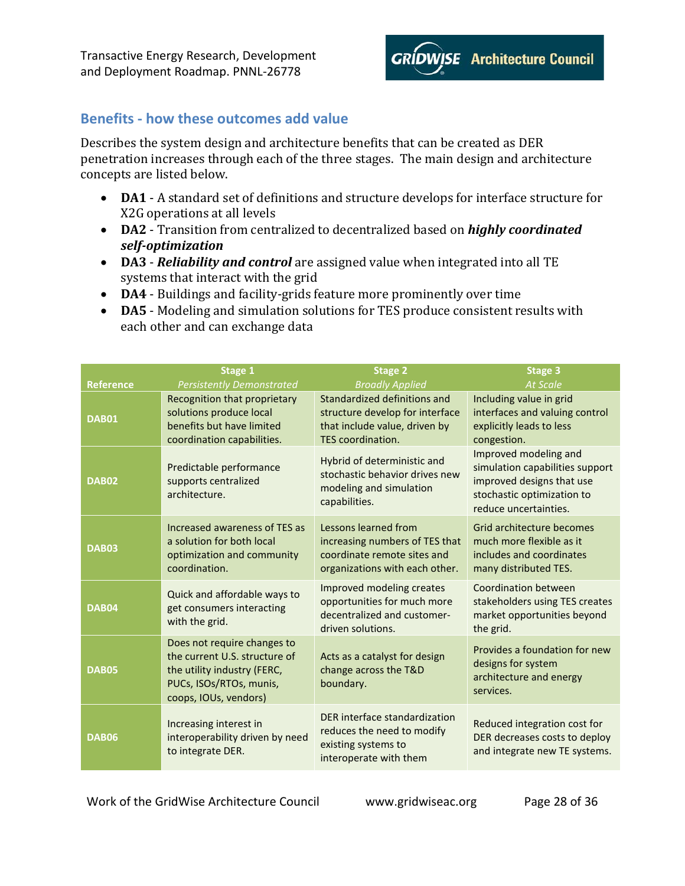### Benefits - how these outcomes add value

Describes the system design and architecture benefits that can be created as DER penetration increases through each of the three stages. The main design and architecture concepts are listed below.

- **DA1** - A standard set of definitions and structure develops for interface structure for X2G operations at all levels
- **DA2** - Transition from centralized to decentralized based on ***highly coordinated self-optimization***
- **DA3** - ***Reliability and control*** are assigned value when integrated into all TE systems that interact with the grid
- **DA4** - Buildings and facility-grids feature more prominently over time
- **DA5** - Modeling and simulation solutions for TES produce consistent results with each other and can exchange data

| Reference | Stage 1 *Persistently Demonstrated* | Stage 2 *Broadly Applied* | Stage 3 *At Scale* |
|---|---|---|---|
| **DAB01** | Recognition that proprietary solutions produce local benefits but have limited coordination capabilities. | Standardized definitions and structure develop for interface that include value, driven by TES coordination. | Including value in grid interfaces and valuing control explicitly leads to less congestion. |
| **DAB02** | Predictable performance supports centralized architecture. | Hybrid of deterministic and stochastic behavior drives new modeling and simulation capabilities. | Improved modeling and simulation capabilities support improved designs that use stochastic optimization to reduce uncertainties. |
| **DAB03** | Increased awareness of TES as a solution for both local optimization and community coordination. | Lessons learned from increasing numbers of TES that coordinate remote sites and organizations with each other. | Grid architecture becomes much more flexible as it includes and coordinates many distributed TES. |
| **DAB04** | Quick and affordable ways to get consumers interacting with the grid. | Improved modeling creates opportunities for much more decentralized and customer-driven solutions. | Coordination between stakeholders using TES creates market opportunities beyond the grid. |
| **DAB05** | Does not require changes to the current U.S. structure of the utility industry (FERC, PUCs, ISOs/RTOs, munis, coops, IOUs, vendors) | Acts as a catalyst for design change across the T&D boundary. | Provides a foundation for new designs for system architecture and energy services. |
| **DAB06** | Increasing interest in interoperability driven by need to integrate DER. | DER interface standardization reduces the need to modify existing systems to interoperate with them | Reduced integration cost for DER decreases costs to deploy and integrate new TE systems. |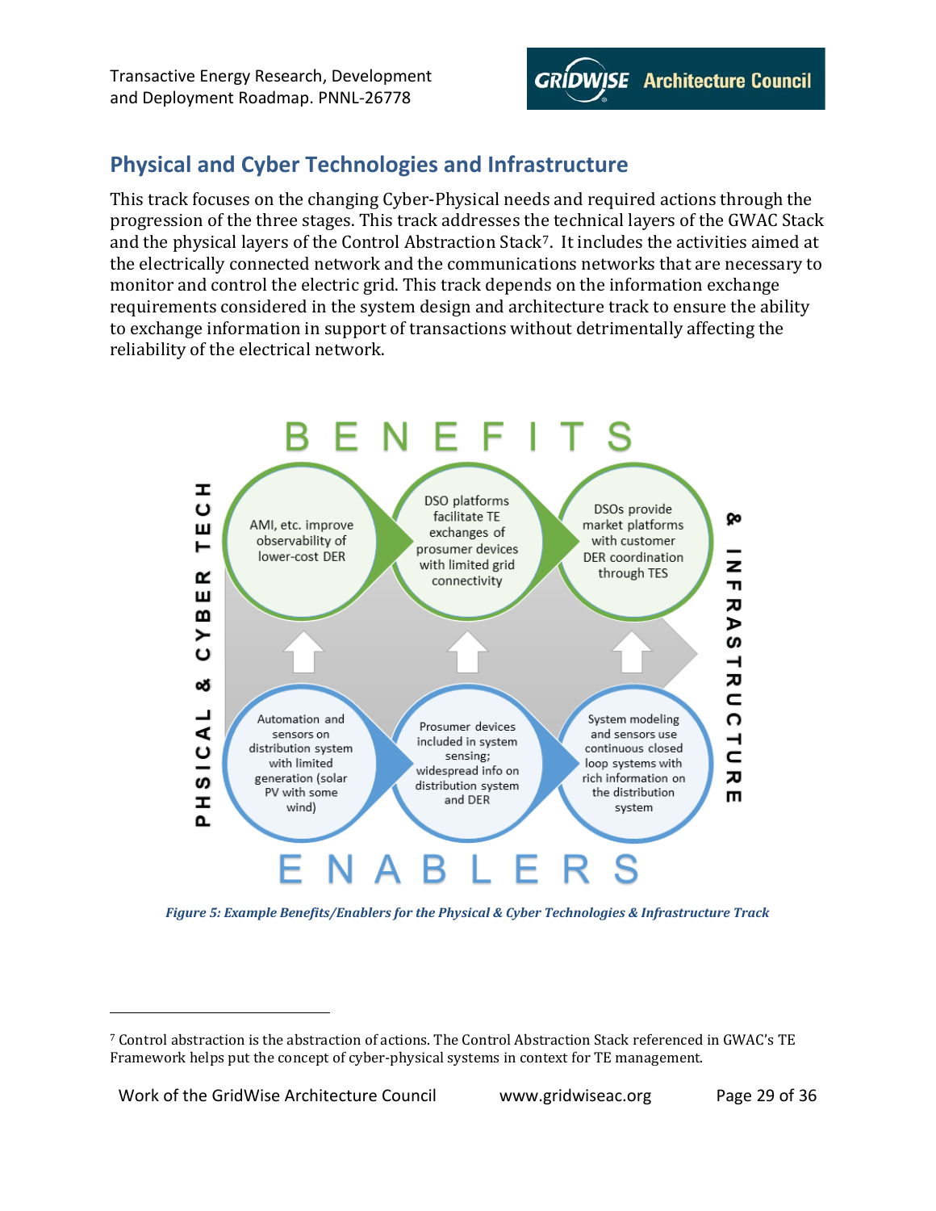## Physical and Cyber Technologies and Infrastructure

This track focuses on the changing Cyber-Physical needs and required actions through the progression of the three stages. This track addresses the technical layers of the GWAC Stack and the physical layers of the Control Abstraction Stack[7]. It includes the activities aimed at the electrically connected network and the communications networks that are necessary to monitor and control the electric grid. This track depends on the information exchange requirements considered in the system design and architecture track to ensure the ability to exchange information in support of transactions without detrimentally affecting the reliability of the electrical network.

BENEFITS

- AMI, etc. improve observability of lower-cost DER
- DSO platforms facilitate TE exchanges of prosumer devices with limited grid connectivity
- DSOs provide market platforms with customer DER coordination through TES

ENABLERS

- Automation and sensors on distribution system with limited generation (solar PV with some wind)
- Prosumer devices included in system sensing; widespread info on distribution system and DER
- System modeling and sensors use continuous closed loop systems with rich information on the distribution system

PHSICAL & CYBER TECH & INFRASTRUCTURE

*Figure 5: Example Benefits/Enablers for the Physical & Cyber Technologies & Infrastructure Track*

[7] Control abstraction is the abstraction of actions. The Control Abstraction Stack referenced in GWAC's TE Framework helps put the concept of cyber-physical systems in context for TE management.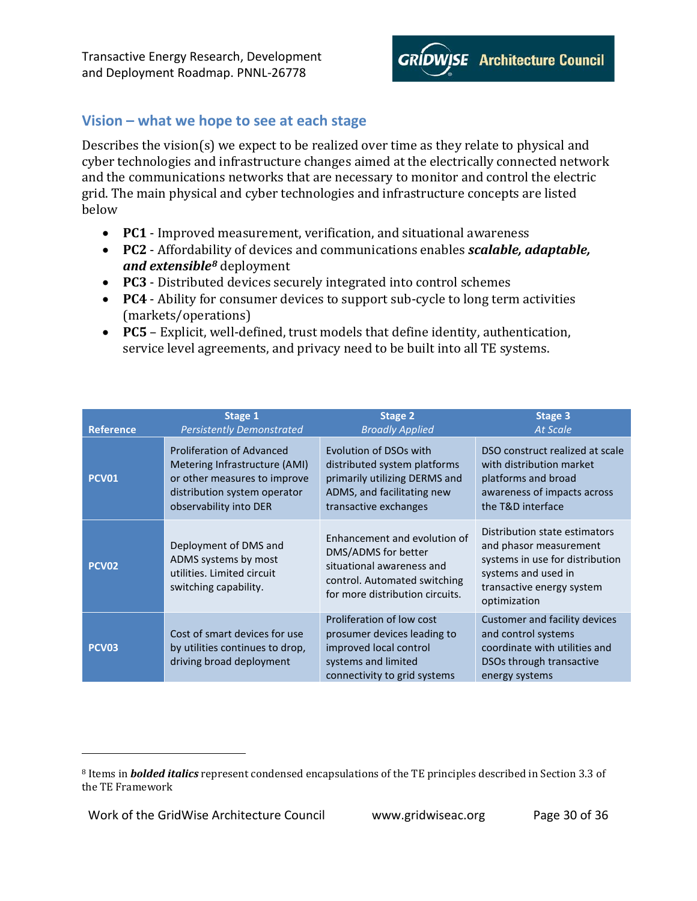## Vision – what we hope to see at each stage

Describes the vision(s) we expect to be realized over time as they relate to physical and cyber technologies and infrastructure changes aimed at the electrically connected network and the communications networks that are necessary to monitor and control the electric grid. The main physical and cyber technologies and infrastructure concepts are listed below

- **PC1** - Improved measurement, verification, and situational awareness
- **PC2** - Affordability of devices and communications enables ***scalable, adaptable, and extensible***[8] deployment
- **PC3** - Distributed devices securely integrated into control schemes
- **PC4** - Ability for consumer devices to support sub-cycle to long term activities (markets/operations)
- **PC5** – Explicit, well-defined, trust models that define identity, authentication, service level agreements, and privacy need to be built into all TE systems.

| Reference | Stage 1 *Persistently Demonstrated* | Stage 2 *Broadly Applied* | Stage 3 *At Scale* |
|---|---|---|---|
| **PCV01** | Proliferation of Advanced Metering Infrastructure (AMI) or other measures to improve distribution system operator observability into DER | Evolution of DSOs with distributed system platforms primarily utilizing DERMS and ADMS, and facilitating new transactive exchanges | DSO construct realized at scale with distribution market platforms and broad awareness of impacts across the T&D interface |
| **PCV02** | Deployment of DMS and ADMS systems by most utilities. Limited circuit switching capability. | Enhancement and evolution of DMS/ADMS for better situational awareness and control. Automated switching for more distribution circuits. | Distribution state estimators and phasor measurement systems in use for distribution systems and used in transactive energy system optimization |
| **PCV03** | Cost of smart devices for use by utilities continues to drop, driving broad deployment | Proliferation of low cost prosumer devices leading to improved local control systems and limited connectivity to grid systems | Customer and facility devices and control systems coordinate with utilities and DSOs through transactive energy systems |

[8] Items in ***bolded italics*** represent condensed encapsulations of the TE principles described in Section 3.3 of the TE Framework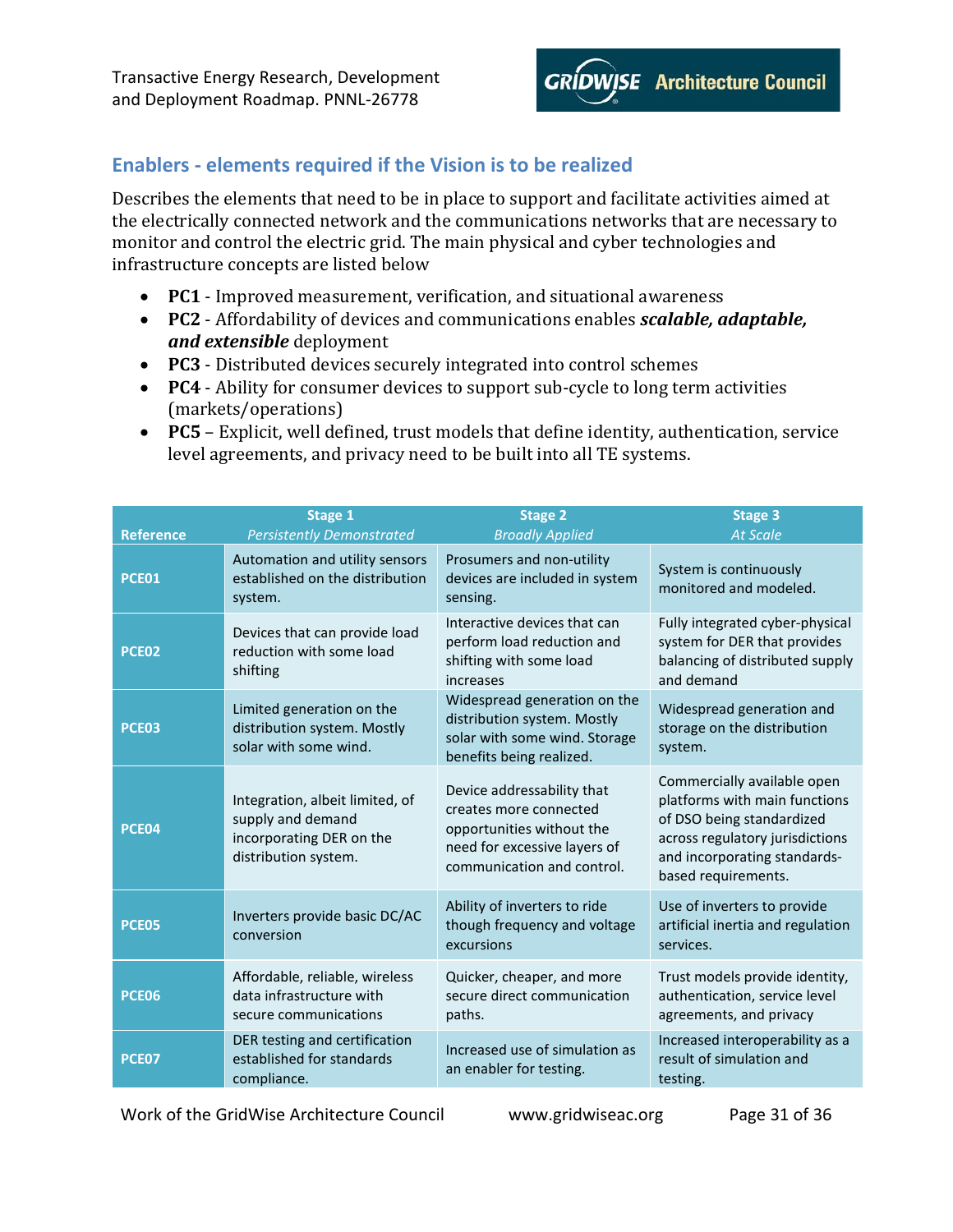## Enablers - elements required if the Vision is to be realized

Describes the elements that need to be in place to support and facilitate activities aimed at the electrically connected network and the communications networks that are necessary to monitor and control the electric grid. The main physical and cyber technologies and infrastructure concepts are listed below

- **PC1** - Improved measurement, verification, and situational awareness
- **PC2** - Affordability of devices and communications enables ***scalable, adaptable, and extensible*** deployment
- **PC3** - Distributed devices securely integrated into control schemes
- **PC4** - Ability for consumer devices to support sub-cycle to long term activities (markets/operations)
- **PC5** – Explicit, well defined, trust models that define identity, authentication, service level agreements, and privacy need to be built into all TE systems.

| Reference | Stage 1 *Persistently Demonstrated* | Stage 2 *Broadly Applied* | Stage 3 *At Scale* |
|---|---|---|---|
| PCE01 | Automation and utility sensors established on the distribution system. | Prosumers and non-utility devices are included in system sensing. | System is continuously monitored and modeled. |
| PCE02 | Devices that can provide load reduction with some load shifting | Interactive devices that can perform load reduction and shifting with some load increases | Fully integrated cyber-physical system for DER that provides balancing of distributed supply and demand |
| PCE03 | Limited generation on the distribution system. Mostly solar with some wind. | Widespread generation on the distribution system. Mostly solar with some wind. Storage benefits being realized. | Widespread generation and storage on the distribution system. |
| PCE04 | Integration, albeit limited, of supply and demand incorporating DER on the distribution system. | Device addressability that creates more connected opportunities without the need for excessive layers of communication and control. | Commercially available open platforms with main functions of DSO being standardized across regulatory jurisdictions and incorporating standards-based requirements. |
| PCE05 | Inverters provide basic DC/AC conversion | Ability of inverters to ride though frequency and voltage excursions | Use of inverters to provide artificial inertia and regulation services. |
| PCE06 | Affordable, reliable, wireless data infrastructure with secure communications | Quicker, cheaper, and more secure direct communication paths. | Trust models provide identity, authentication, service level agreements, and privacy |
| PCE07 | DER testing and certification established for standards compliance. | Increased use of simulation as an enabler for testing. | Increased interoperability as a result of simulation and testing. |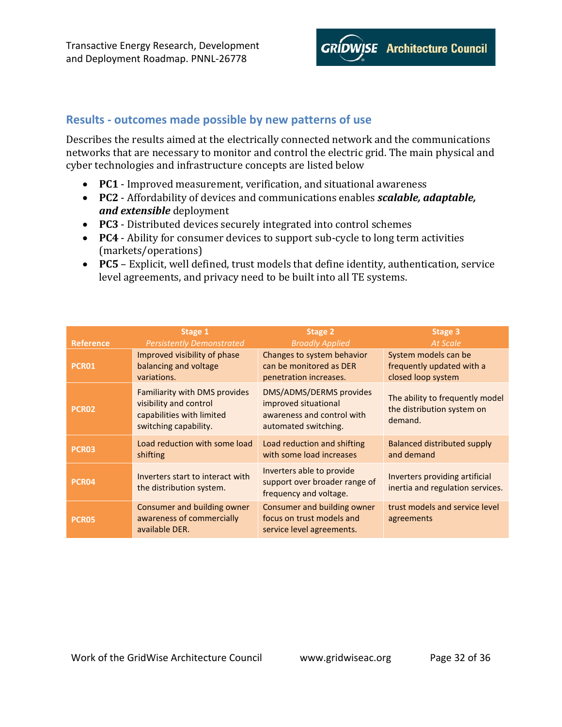## Results - outcomes made possible by new patterns of use

Describes the results aimed at the electrically connected network and the communications networks that are necessary to monitor and control the electric grid. The main physical and cyber technologies and infrastructure concepts are listed below

- **PC1** - Improved measurement, verification, and situational awareness
- **PC2** - Affordability of devices and communications enables ***scalable, adaptable, and extensible*** deployment
- **PC3** - Distributed devices securely integrated into control schemes
- **PC4** - Ability for consumer devices to support sub-cycle to long term activities (markets/operations)
- **PC5** – Explicit, well defined, trust models that define identity, authentication, service level agreements, and privacy need to be built into all TE systems.

| Reference | Stage 1 *Persistently Demonstrated* | Stage 2 *Broadly Applied* | Stage 3 *At Scale* |
|---|---|---|---|
| **PCR01** | Improved visibility of phase balancing and voltage variations. | Changes to system behavior can be monitored as DER penetration increases. | System models can be frequently updated with a closed loop system |
| **PCR02** | Familiarity with DMS provides visibility and control capabilities with limited switching capability. | DMS/ADMS/DERMS provides improved situational awareness and control with automated switching. | The ability to frequently model the distribution system on demand. |
| **PCR03** | Load reduction with some load shifting | Load reduction and shifting with some load increases | Balanced distributed supply and demand |
| **PCR04** | Inverters start to interact with the distribution system. | Inverters able to provide support over broader range of frequency and voltage. | Inverters providing artificial inertia and regulation services. |
| **PCR05** | Consumer and building owner awareness of commercially available DER. | Consumer and building owner focus on trust models and service level agreements. | trust models and service level agreements |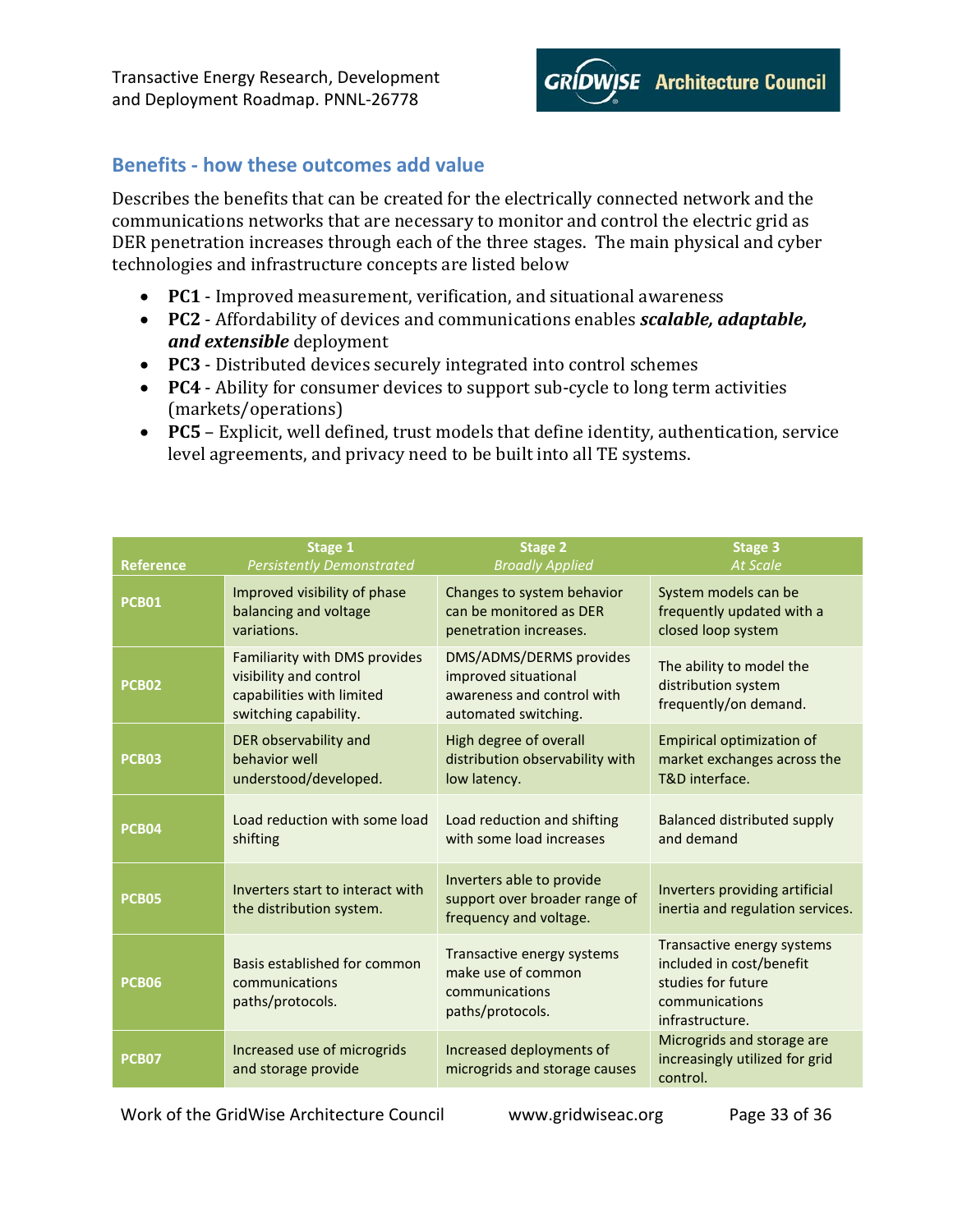## Benefits - how these outcomes add value

Describes the benefits that can be created for the electrically connected network and the communications networks that are necessary to monitor and control the electric grid as DER penetration increases through each of the three stages. The main physical and cyber technologies and infrastructure concepts are listed below

- **PC1** - Improved measurement, verification, and situational awareness
- **PC2** - Affordability of devices and communications enables ***scalable, adaptable, and extensible*** deployment
- **PC3** - Distributed devices securely integrated into control schemes
- **PC4** - Ability for consumer devices to support sub-cycle to long term activities (markets/operations)
- **PC5** – Explicit, well defined, trust models that define identity, authentication, service level agreements, and privacy need to be built into all TE systems.

| Reference | Stage 1 *Persistently Demonstrated* | Stage 2 *Broadly Applied* | Stage 3 *At Scale* |
|---|---|---|---|
| **PCB01** | Improved visibility of phase balancing and voltage variations. | Changes to system behavior can be monitored as DER penetration increases. | System models can be frequently updated with a closed loop system |
| **PCB02** | Familiarity with DMS provides visibility and control capabilities with limited switching capability. | DMS/ADMS/DERMS provides improved situational awareness and control with automated switching. | The ability to model the distribution system frequently/on demand. |
| **PCB03** | DER observability and behavior well understood/developed. | High degree of overall distribution observability with low latency. | Empirical optimization of market exchanges across the T&D interface. |
| **PCB04** | Load reduction with some load shifting | Load reduction and shifting with some load increases | Balanced distributed supply and demand |
| **PCB05** | Inverters start to interact with the distribution system. | Inverters able to provide support over broader range of frequency and voltage. | Inverters providing artificial inertia and regulation services. |
| **PCB06** | Basis established for common communications paths/protocols. | Transactive energy systems make use of common communications paths/protocols. | Transactive energy systems included in cost/benefit studies for future communications infrastructure. |
| **PCB07** | Increased use of microgrids and storage provide | Increased deployments of microgrids and storage causes | Microgrids and storage are increasingly utilized for grid control. |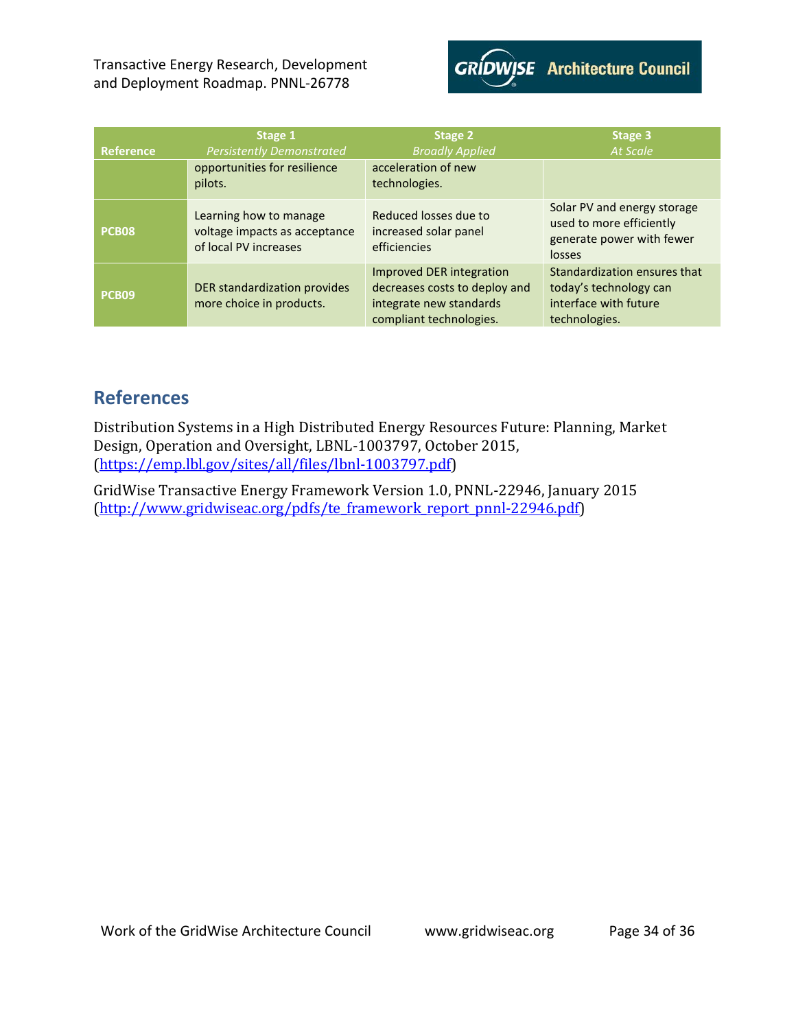| Reference | Stage 1<br>*Persistently Demonstrated* | Stage 2<br>*Broadly Applied* | Stage 3<br>*At Scale* |
|---|---|---|---|
| | opportunities for resilience pilots. | acceleration of new technologies. | |
| **PCB08** | Learning how to manage voltage impacts as acceptance of local PV increases | Reduced losses due to increased solar panel efficiencies | Solar PV and energy storage used to more efficiently generate power with fewer losses |
| **PCB09** | DER standardization provides more choice in products. | Improved DER integration decreases costs to deploy and integrate new standards compliant technologies. | Standardization ensures that today's technology can interface with future technologies. |

## References

Distribution Systems in a High Distributed Energy Resources Future: Planning, Market Design, Operation and Oversight, LBNL-1003797, October 2015, (https://emp.lbl.gov/sites/all/files/lbnl-1003797.pdf)

GridWise Transactive Energy Framework Version 1.0, PNNL-22946, January 2015 (http://www.gridwiseac.org/pdfs/te_framework_report_pnnl-22946.pdf)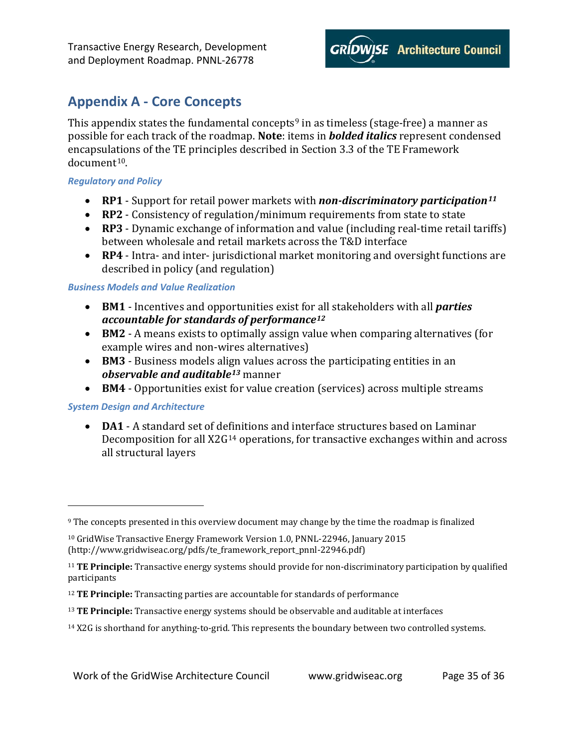## Appendix A - Core Concepts

This appendix states the fundamental concepts[9] in as timeless (stage-free) a manner as possible for each track of the roadmap. **Note**: items in ***bolded italics*** represent condensed encapsulations of the TE principles described in Section 3.3 of the TE Framework document[10].

#### *Regulatory and Policy*

- **RP1** - Support for retail power markets with ***non-discriminatory participation***[11]
- **RP2** - Consistency of regulation/minimum requirements from state to state
- **RP3** - Dynamic exchange of information and value (including real-time retail tariffs) between wholesale and retail markets across the T&D interface
- **RP4** - Intra- and inter- jurisdictional market monitoring and oversight functions are described in policy (and regulation)

#### *Business Models and Value Realization*

- **BM1** - Incentives and opportunities exist for all stakeholders with all ***parties accountable for standards of performance***[12]
- **BM2** - A means exists to optimally assign value when comparing alternatives (for example wires and non-wires alternatives)
- **BM3** - Business models align values across the participating entities in an ***observable and auditable***[13] manner
- **BM4** - Opportunities exist for value creation (services) across multiple streams

#### *System Design and Architecture*

- **DA1** - A standard set of definitions and interface structures based on Laminar Decomposition for all X2G[14] operations, for transactive exchanges within and across all structural layers

---

[9] The concepts presented in this overview document may change by the time the roadmap is finalized

[10] GridWise Transactive Energy Framework Version 1.0, PNNL-22946, January 2015 (http://www.gridwiseac.org/pdfs/te_framework_report_pnnl-22946.pdf)

[11] **TE Principle:** Transactive energy systems should provide for non-discriminatory participation by qualified participants

[12] **TE Principle:** Transacting parties are accountable for standards of performance

[13] **TE Principle:** Transactive energy systems should be observable and auditable at interfaces

[14] X2G is shorthand for anything-to-grid. This represents the boundary between two controlled systems.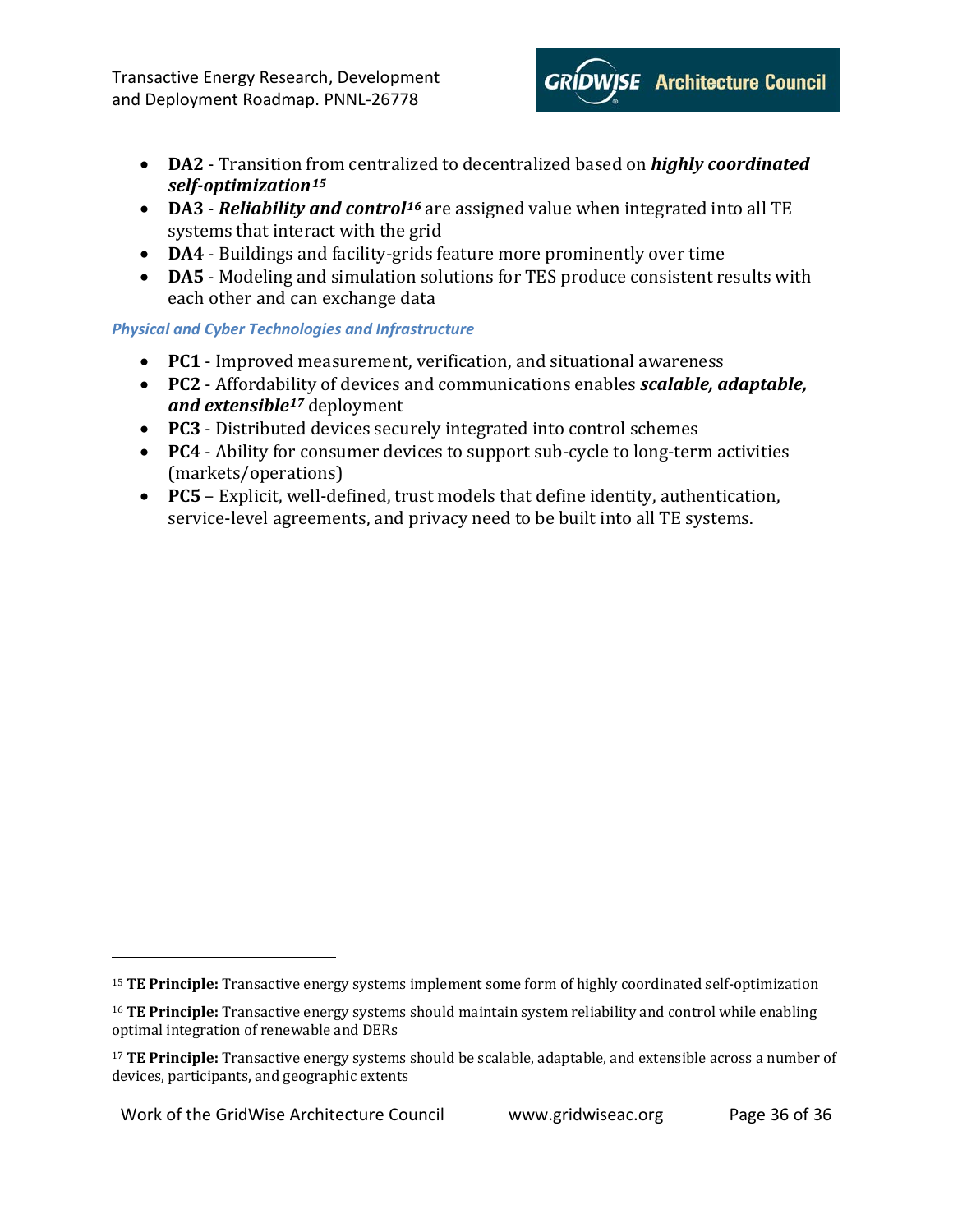- **DA2** - Transition from centralized to decentralized based on ***highly coordinated self-optimization***[15]
- **DA3** - ***Reliability and control***[16] are assigned value when integrated into all TE systems that interact with the grid
- **DA4** - Buildings and facility-grids feature more prominently over time
- **DA5** - Modeling and simulation solutions for TES produce consistent results with each other and can exchange data

***Physical and Cyber Technologies and Infrastructure***

- **PC1** - Improved measurement, verification, and situational awareness
- **PC2** - Affordability of devices and communications enables ***scalable, adaptable, and extensible***[17] deployment
- **PC3** - Distributed devices securely integrated into control schemes
- **PC4** - Ability for consumer devices to support sub-cycle to long-term activities (markets/operations)
- **PC5** – Explicit, well-defined, trust models that define identity, authentication, service-level agreements, and privacy need to be built into all TE systems.

---

[15] **TE Principle:** Transactive energy systems implement some form of highly coordinated self-optimization

[16] **TE Principle:** Transactive energy systems should maintain system reliability and control while enabling optimal integration of renewable and DERs

[17] **TE Principle:** Transactive energy systems should be scalable, adaptable, and extensible across a number of devices, participants, and geographic extents